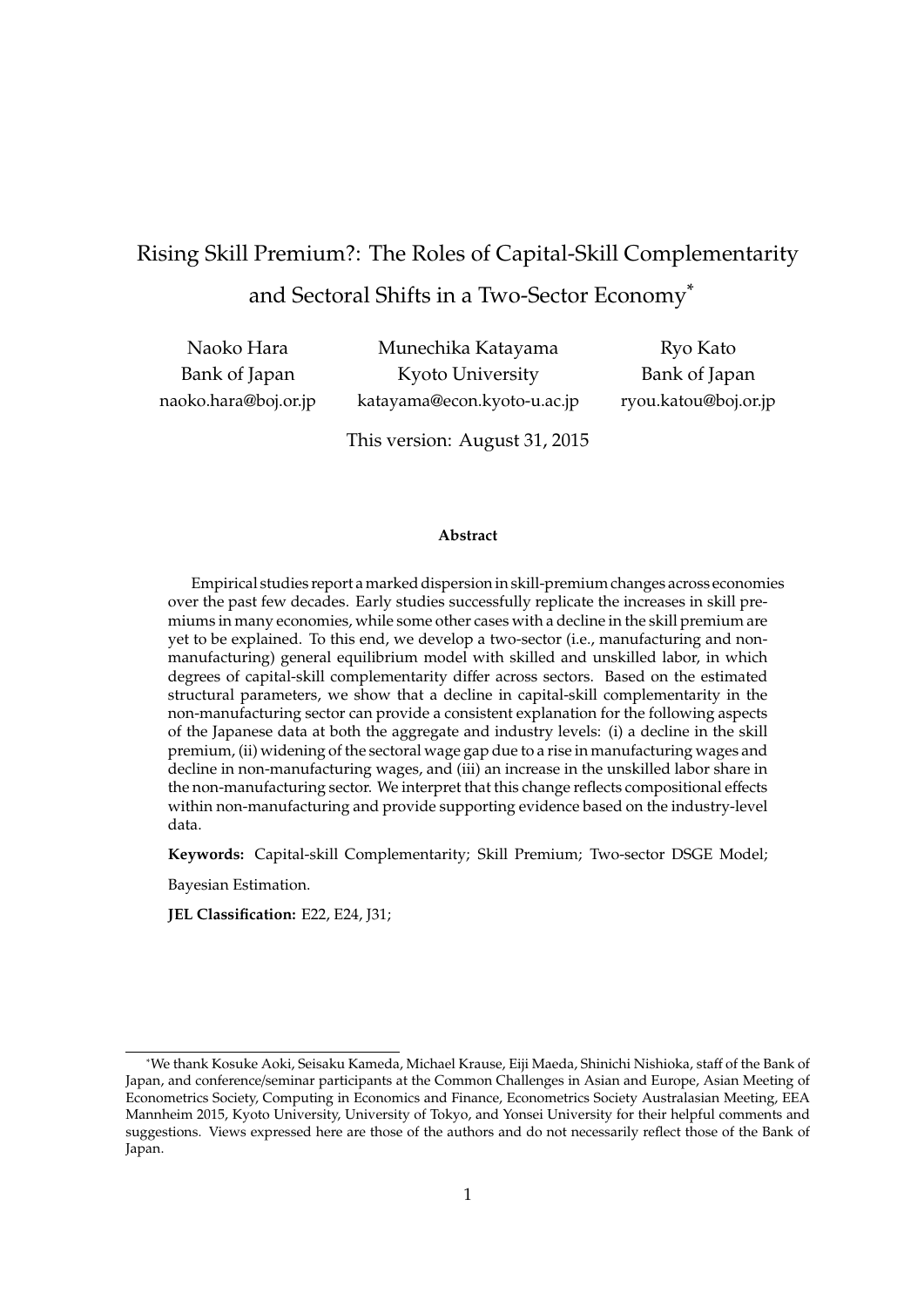# Rising Skill Premium?: The Roles of Capital-Skill Complementarity and Sectoral Shifts in a Two-Sector Economy[*]

| Naoko Hara | Munechika Katayama | Ryo Kato |
|---|---|---|
| Bank of Japan | Kyoto University | Bank of Japan |
| naoko.hara@boj.or.jp | katayama@econ.kyoto-u.ac.jp | ryou.katou@boj.or.jp |

This version: August 31, 2015

**Abstract**

Empirical studies report a marked dispersion in skill-premium changes across economies over the past few decades. Early studies successfully replicate the increases in skill premiums in many economies, while some other cases with a decline in the skill premium are yet to be explained. To this end, we develop a two-sector (i.e., manufacturing and non-manufacturing) general equilibrium model with skilled and unskilled labor, in which degrees of capital-skill complementarity differ across sectors. Based on the estimated structural parameters, we show that a decline in capital-skill complementarity in the non-manufacturing sector can provide a consistent explanation for the following aspects of the Japanese data at both the aggregate and industry levels: (i) a decline in the skill premium, (ii) widening of the sectoral wage gap due to a rise in manufacturing wages and decline in non-manufacturing wages, and (iii) an increase in the unskilled labor share in the non-manufacturing sector. We interpret that this change reflects compositional effects within non-manufacturing and provide supporting evidence based on the industry-level data.

**Keywords:** Capital-skill Complementarity; Skill Premium; Two-sector DSGE Model; Bayesian Estimation.

**JEL Classification:** E22, E24, J31;

[*] We thank Kosuke Aoki, Seisaku Kameda, Michael Krause, Eiji Maeda, Shinichi Nishioka, staff of the Bank of Japan, and conference/seminar participants at the Common Challenges in Asian and Europe, Asian Meeting of Econometrics Society, Computing in Economics and Finance, Econometrics Society Australasian Meeting, EEA Mannheim 2015, Kyoto University, University of Tokyo, and Yonsei University for their helpful comments and suggestions. Views expressed here are those of the authors and do not necessarily reflect those of the Bank of Japan.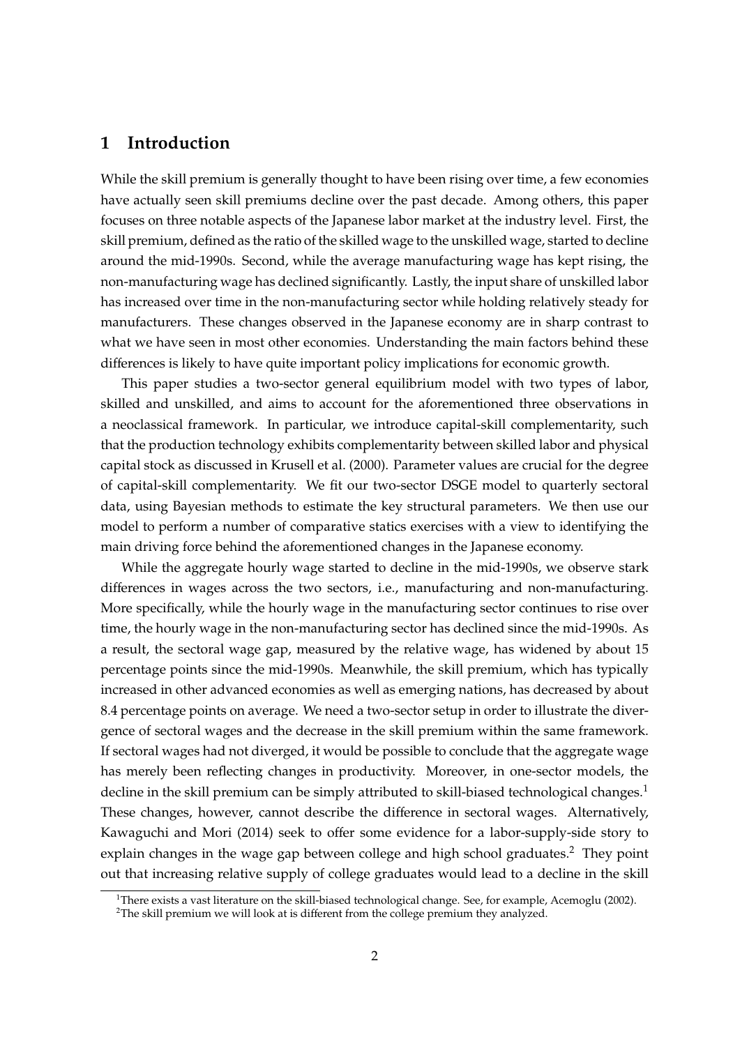# 1 Introduction

While the skill premium is generally thought to have been rising over time, a few economies have actually seen skill premiums decline over the past decade. Among others, this paper focuses on three notable aspects of the Japanese labor market at the industry level. First, the skill premium, defined as the ratio of the skilled wage to the unskilled wage, started to decline around the mid-1990s. Second, while the average manufacturing wage has kept rising, the non-manufacturing wage has declined significantly. Lastly, the input share of unskilled labor has increased over time in the non-manufacturing sector while holding relatively steady for manufacturers. These changes observed in the Japanese economy are in sharp contrast to what we have seen in most other economies. Understanding the main factors behind these differences is likely to have quite important policy implications for economic growth.

This paper studies a two-sector general equilibrium model with two types of labor, skilled and unskilled, and aims to account for the aforementioned three observations in a neoclassical framework. In particular, we introduce capital-skill complementarity, such that the production technology exhibits complementarity between skilled labor and physical capital stock as discussed in Krusell et al. (2000). Parameter values are crucial for the degree of capital-skill complementarity. We fit our two-sector DSGE model to quarterly sectoral data, using Bayesian methods to estimate the key structural parameters. We then use our model to perform a number of comparative statics exercises with a view to identifying the main driving force behind the aforementioned changes in the Japanese economy.

While the aggregate hourly wage started to decline in the mid-1990s, we observe stark differences in wages across the two sectors, i.e., manufacturing and non-manufacturing. More specifically, while the hourly wage in the manufacturing sector continues to rise over time, the hourly wage in the non-manufacturing sector has declined since the mid-1990s. As a result, the sectoral wage gap, measured by the relative wage, has widened by about 15 percentage points since the mid-1990s. Meanwhile, the skill premium, which has typically increased in other advanced economies as well as emerging nations, has decreased by about 8.4 percentage points on average. We need a two-sector setup in order to illustrate the divergence of sectoral wages and the decrease in the skill premium within the same framework. If sectoral wages had not diverged, it would be possible to conclude that the aggregate wage has merely been reflecting changes in productivity. Moreover, in one-sector models, the decline in the skill premium can be simply attributed to skill-biased technological changes.[1] These changes, however, cannot describe the difference in sectoral wages. Alternatively, Kawaguchi and Mori (2014) seek to offer some evidence for a labor-supply-side story to explain changes in the wage gap between college and high school graduates.[2] They point out that increasing relative supply of college graduates would lead to a decline in the skill

[1] There exists a vast literature on the skill-biased technological change. See, for example, Acemoglu (2002).

[2] The skill premium we will look at is different from the college premium they analyzed.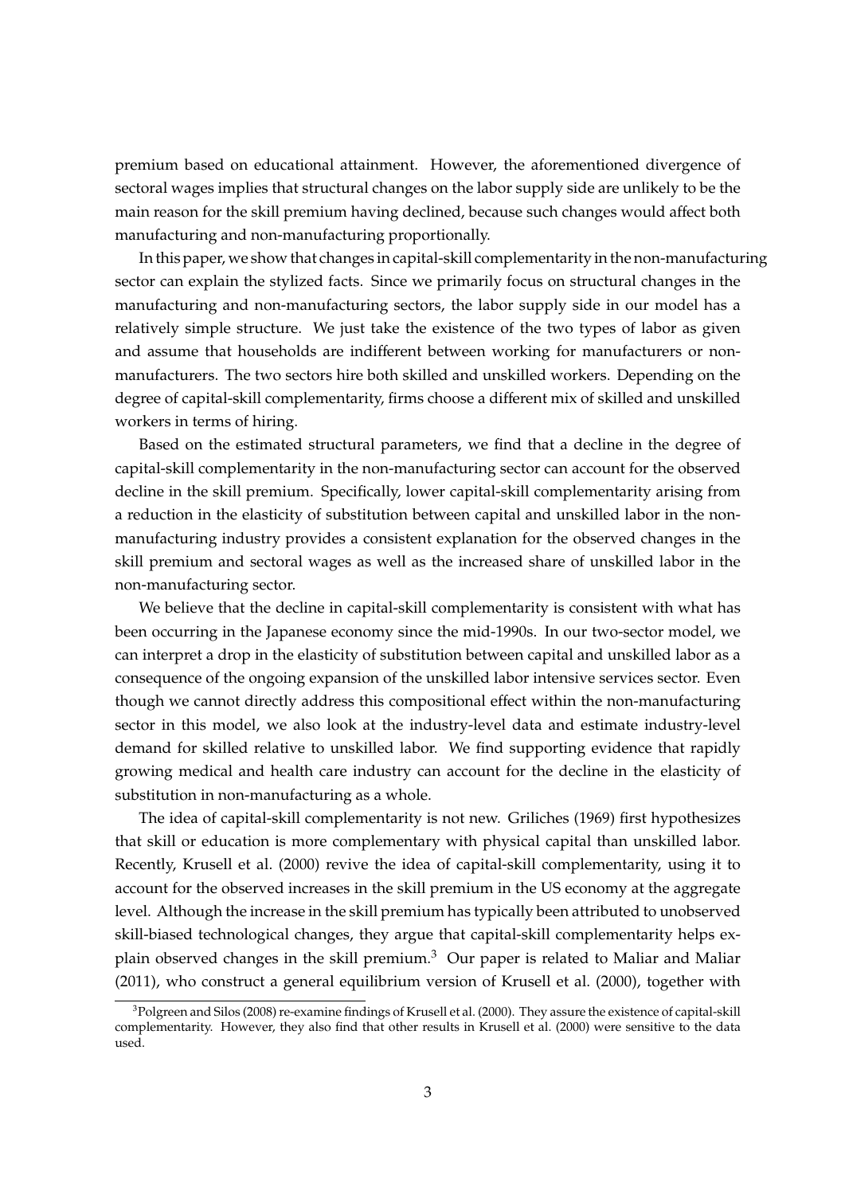premium based on educational attainment. However, the aforementioned divergence of sectoral wages implies that structural changes on the labor supply side are unlikely to be the main reason for the skill premium having declined, because such changes would affect both manufacturing and non-manufacturing proportionally.

In this paper, we show that changes in capital-skill complementarity in the non-manufacturing sector can explain the stylized facts. Since we primarily focus on structural changes in the manufacturing and non-manufacturing sectors, the labor supply side in our model has a relatively simple structure. We just take the existence of the two types of labor as given and assume that households are indifferent between working for manufacturers or non-manufacturers. The two sectors hire both skilled and unskilled workers. Depending on the degree of capital-skill complementarity, firms choose a different mix of skilled and unskilled workers in terms of hiring.

Based on the estimated structural parameters, we find that a decline in the degree of capital-skill complementarity in the non-manufacturing sector can account for the observed decline in the skill premium. Specifically, lower capital-skill complementarity arising from a reduction in the elasticity of substitution between capital and unskilled labor in the non-manufacturing industry provides a consistent explanation for the observed changes in the skill premium and sectoral wages as well as the increased share of unskilled labor in the non-manufacturing sector.

We believe that the decline in capital-skill complementarity is consistent with what has been occurring in the Japanese economy since the mid-1990s. In our two-sector model, we can interpret a drop in the elasticity of substitution between capital and unskilled labor as a consequence of the ongoing expansion of the unskilled labor intensive services sector. Even though we cannot directly address this compositional effect within the non-manufacturing sector in this model, we also look at the industry-level data and estimate industry-level demand for skilled relative to unskilled labor. We find supporting evidence that rapidly growing medical and health care industry can account for the decline in the elasticity of substitution in non-manufacturing as a whole.

The idea of capital-skill complementarity is not new. Griliches (1969) first hypothesizes that skill or education is more complementary with physical capital than unskilled labor. Recently, Krusell et al. (2000) revive the idea of capital-skill complementarity, using it to account for the observed increases in the skill premium in the US economy at the aggregate level. Although the increase in the skill premium has typically been attributed to unobserved skill-biased technological changes, they argue that capital-skill complementarity helps explain observed changes in the skill premium.[3] Our paper is related to Maliar and Maliar (2011), who construct a general equilibrium version of Krusell et al. (2000), together with

[3] Polgreen and Silos (2008) re-examine findings of Krusell et al. (2000). They assure the existence of capital-skill complementarity. However, they also find that other results in Krusell et al. (2000) were sensitive to the data used.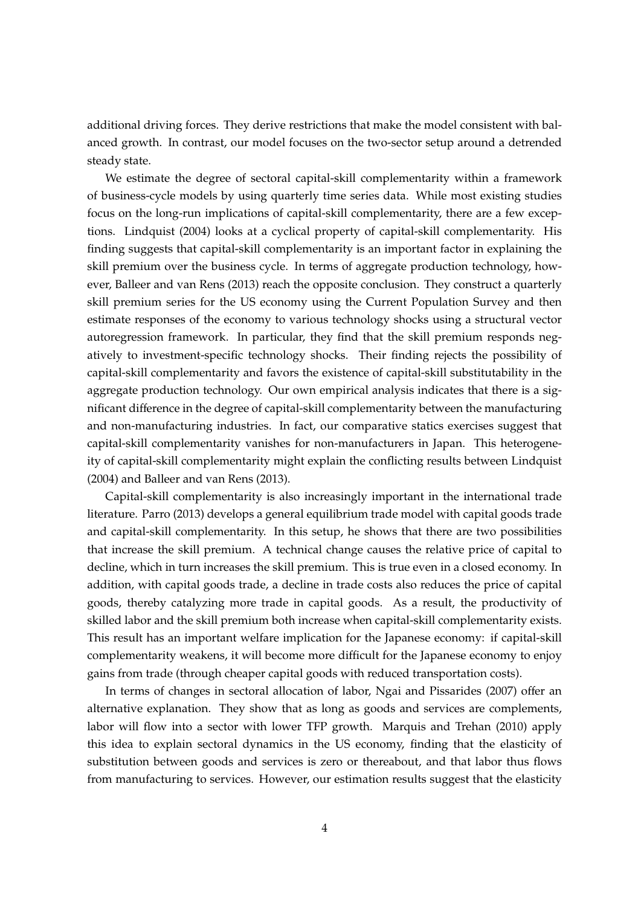additional driving forces. They derive restrictions that make the model consistent with balanced growth. In contrast, our model focuses on the two-sector setup around a detrended steady state.

We estimate the degree of sectoral capital-skill complementarity within a framework of business-cycle models by using quarterly time series data. While most existing studies focus on the long-run implications of capital-skill complementarity, there are a few exceptions. Lindquist (2004) looks at a cyclical property of capital-skill complementarity. His finding suggests that capital-skill complementarity is an important factor in explaining the skill premium over the business cycle. In terms of aggregate production technology, however, Balleer and van Rens (2013) reach the opposite conclusion. They construct a quarterly skill premium series for the US economy using the Current Population Survey and then estimate responses of the economy to various technology shocks using a structural vector autoregression framework. In particular, they find that the skill premium responds negatively to investment-specific technology shocks. Their finding rejects the possibility of capital-skill complementarity and favors the existence of capital-skill substitutability in the aggregate production technology. Our own empirical analysis indicates that there is a significant difference in the degree of capital-skill complementarity between the manufacturing and non-manufacturing industries. In fact, our comparative statics exercises suggest that capital-skill complementarity vanishes for non-manufacturers in Japan. This heterogeneity of capital-skill complementarity might explain the conflicting results between Lindquist (2004) and Balleer and van Rens (2013).

Capital-skill complementarity is also increasingly important in the international trade literature. Parro (2013) develops a general equilibrium trade model with capital goods trade and capital-skill complementarity. In this setup, he shows that there are two possibilities that increase the skill premium. A technical change causes the relative price of capital to decline, which in turn increases the skill premium. This is true even in a closed economy. In addition, with capital goods trade, a decline in trade costs also reduces the price of capital goods, thereby catalyzing more trade in capital goods. As a result, the productivity of skilled labor and the skill premium both increase when capital-skill complementarity exists. This result has an important welfare implication for the Japanese economy: if capital-skill complementarity weakens, it will become more difficult for the Japanese economy to enjoy gains from trade (through cheaper capital goods with reduced transportation costs).

In terms of changes in sectoral allocation of labor, Ngai and Pissarides (2007) offer an alternative explanation. They show that as long as goods and services are complements, labor will flow into a sector with lower TFP growth. Marquis and Trehan (2010) apply this idea to explain sectoral dynamics in the US economy, finding that the elasticity of substitution between goods and services is zero or thereabout, and that labor thus flows from manufacturing to services. However, our estimation results suggest that the elasticity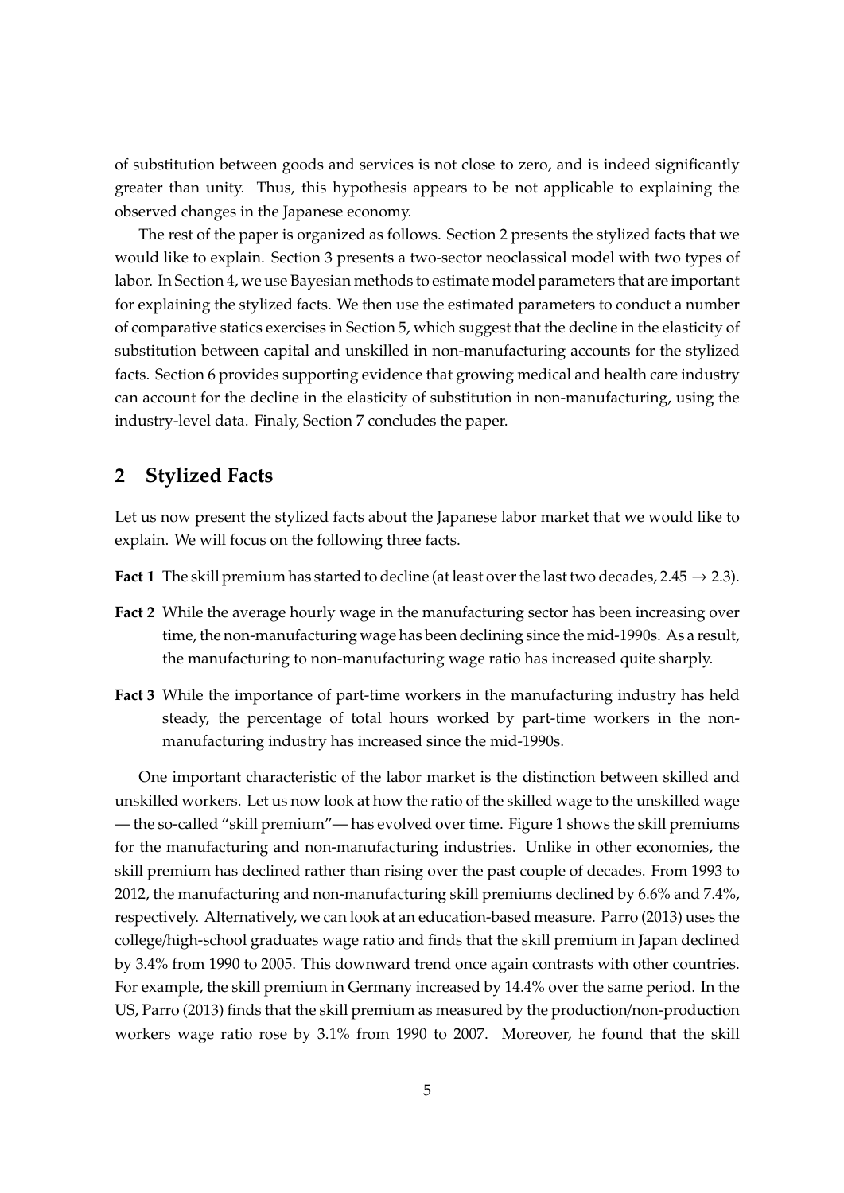of substitution between goods and services is not close to zero, and is indeed significantly greater than unity. Thus, this hypothesis appears to be not applicable to explaining the observed changes in the Japanese economy.

The rest of the paper is organized as follows. Section 2 presents the stylized facts that we would like to explain. Section 3 presents a two-sector neoclassical model with two types of labor. In Section 4, we use Bayesian methods to estimate model parameters that are important for explaining the stylized facts. We then use the estimated parameters to conduct a number of comparative statics exercises in Section 5, which suggest that the decline in the elasticity of substitution between capital and unskilled in non-manufacturing accounts for the stylized facts. Section 6 provides supporting evidence that growing medical and health care industry can account for the decline in the elasticity of substitution in non-manufacturing, using the industry-level data. Finaly, Section 7 concludes the paper.

## 2 Stylized Facts

Let us now present the stylized facts about the Japanese labor market that we would like to explain. We will focus on the following three facts.

**Fact 1** The skill premium has started to decline (at least over the last two decades, $2.45 \rightarrow 2.3$).

**Fact 2** While the average hourly wage in the manufacturing sector has been increasing over time, the non-manufacturing wage has been declining since the mid-1990s. As a result, the manufacturing to non-manufacturing wage ratio has increased quite sharply.

**Fact 3** While the importance of part-time workers in the manufacturing industry has held steady, the percentage of total hours worked by part-time workers in the non-manufacturing industry has increased since the mid-1990s.

One important characteristic of the labor market is the distinction between skilled and unskilled workers. Let us now look at how the ratio of the skilled wage to the unskilled wage — the so-called "skill premium"— has evolved over time. Figure 1 shows the skill premiums for the manufacturing and non-manufacturing industries. Unlike in other economies, the skill premium has declined rather than rising over the past couple of decades. From 1993 to 2012, the manufacturing and non-manufacturing skill premiums declined by 6.6% and 7.4%, respectively. Alternatively, we can look at an education-based measure. Parro (2013) uses the college/high-school graduates wage ratio and finds that the skill premium in Japan declined by 3.4% from 1990 to 2005. This downward trend once again contrasts with other countries. For example, the skill premium in Germany increased by 14.4% over the same period. In the US, Parro (2013) finds that the skill premium as measured by the production/non-production workers wage ratio rose by 3.1% from 1990 to 2007. Moreover, he found that the skill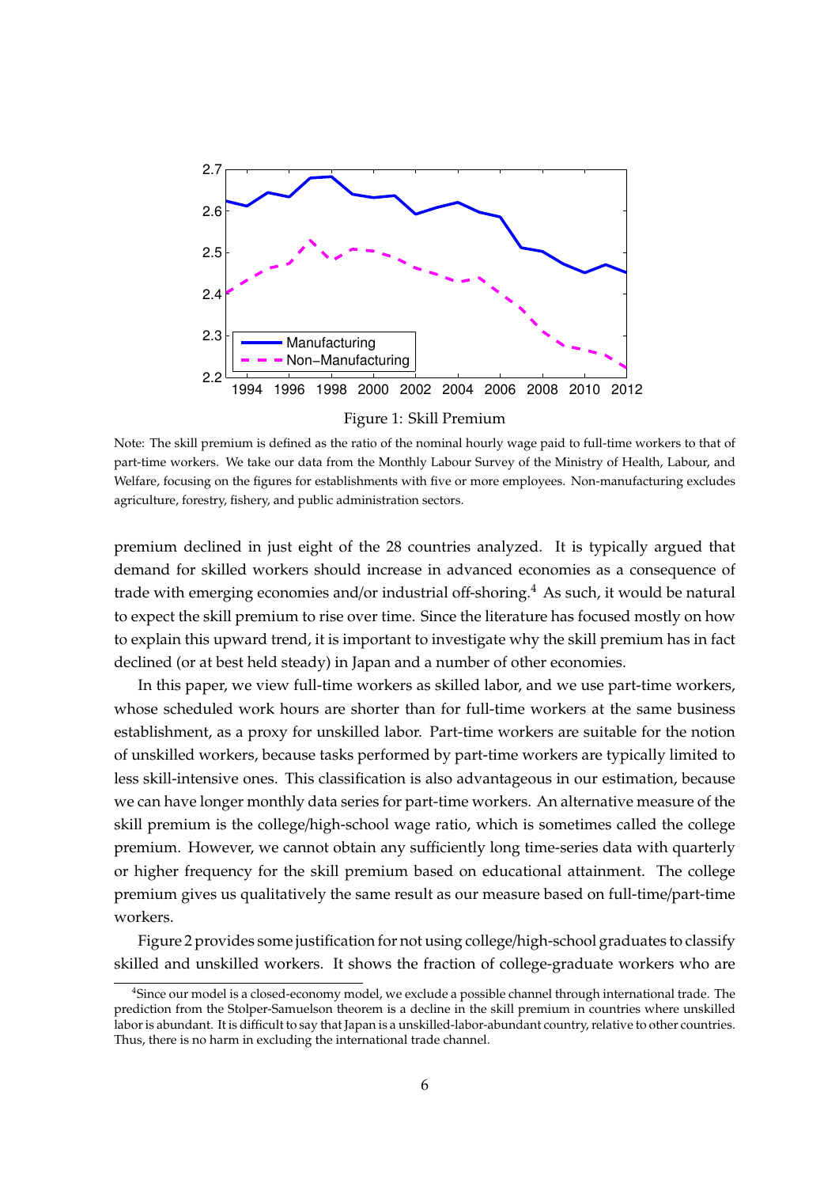Figure 1: Skill Premium

Note: The skill premium is defined as the ratio of the nominal hourly wage paid to full-time workers to that of part-time workers. We take our data from the Monthly Labour Survey of the Ministry of Health, Labour, and Welfare, focusing on the figures for establishments with five or more employees. Non-manufacturing excludes agriculture, forestry, fishery, and public administration sectors.

premium declined in just eight of the 28 countries analyzed. It is typically argued that demand for skilled workers should increase in advanced economies as a consequence of trade with emerging economies and/or industrial off-shoring.[4] As such, it would be natural to expect the skill premium to rise over time. Since the literature has focused mostly on how to explain this upward trend, it is important to investigate why the skill premium has in fact declined (or at best held steady) in Japan and a number of other economies.

In this paper, we view full-time workers as skilled labor, and we use part-time workers, whose scheduled work hours are shorter than for full-time workers at the same business establishment, as a proxy for unskilled labor. Part-time workers are suitable for the notion of unskilled workers, because tasks performed by part-time workers are typically limited to less skill-intensive ones. This classification is also advantageous in our estimation, because we can have longer monthly data series for part-time workers. An alternative measure of the skill premium is the college/high-school wage ratio, which is sometimes called the college premium. However, we cannot obtain any sufficiently long time-series data with quarterly or higher frequency for the skill premium based on educational attainment. The college premium gives us qualitatively the same result as our measure based on full-time/part-time workers.

Figure 2 provides some justification for not using college/high-school graduates to classify skilled and unskilled workers. It shows the fraction of college-graduate workers who are

[4] Since our model is a closed-economy model, we exclude a possible channel through international trade. The prediction from the Stolper-Samuelson theorem is a decline in the skill premium in countries where unskilled labor is abundant. It is difficult to say that Japan is a unskilled-labor-abundant country, relative to other countries. Thus, there is no harm in excluding the international trade channel.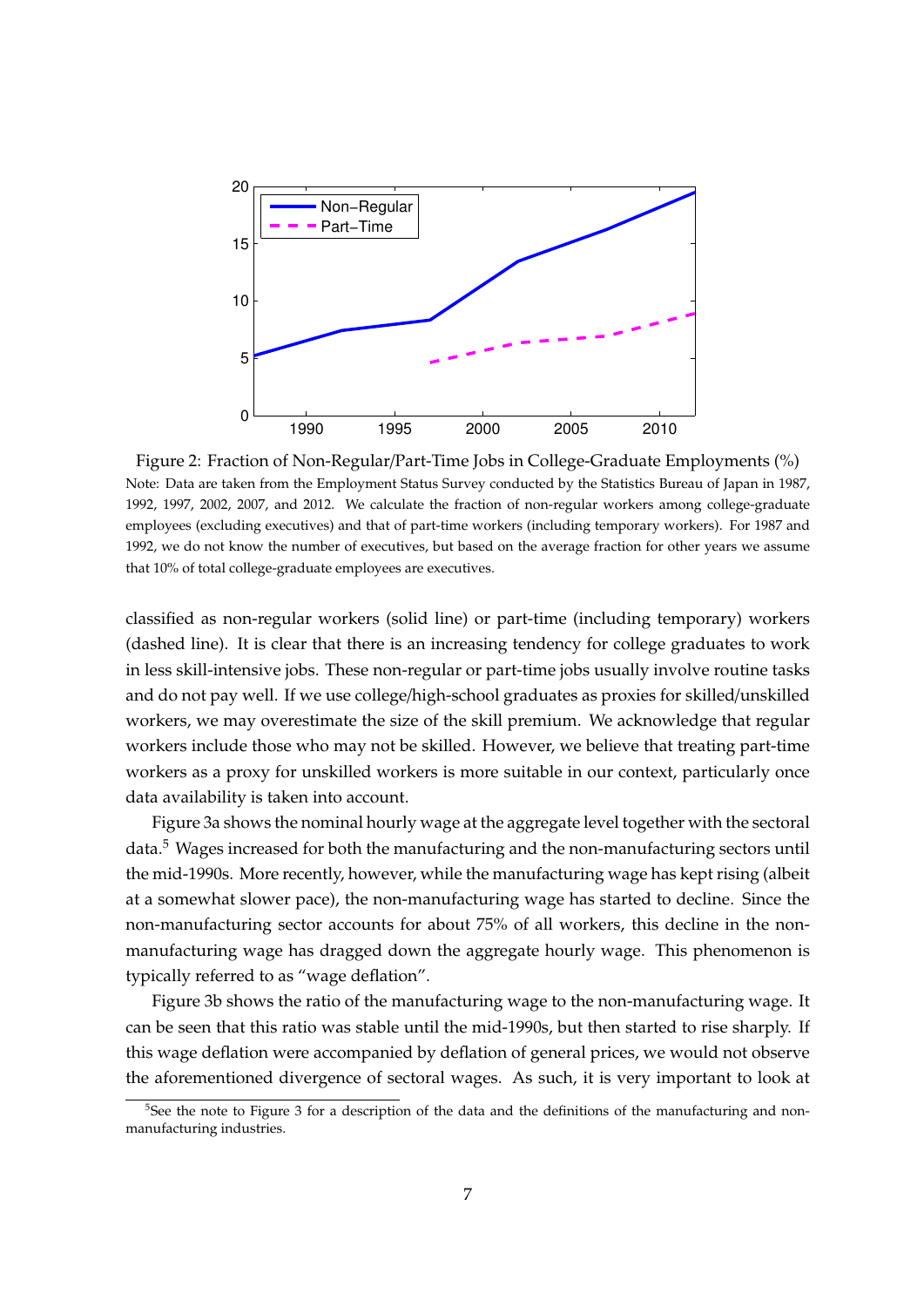Figure 2: Fraction of Non-Regular/Part-Time Jobs in College-Graduate Employments (%)
Note: Data are taken from the Employment Status Survey conducted by the Statistics Bureau of Japan in 1987, 1992, 1997, 2002, 2007, and 2012. We calculate the fraction of non-regular workers among college-graduate employees (excluding executives) and that of part-time workers (including temporary workers). For 1987 and 1992, we do not know the number of executives, but based on the average fraction for other years we assume that 10% of total college-graduate employees are executives.

classified as non-regular workers (solid line) or part-time (including temporary) workers (dashed line). It is clear that there is an increasing tendency for college graduates to work in less skill-intensive jobs. These non-regular or part-time jobs usually involve routine tasks and do not pay well. If we use college/high-school graduates as proxies for skilled/unskilled workers, we may overestimate the size of the skill premium. We acknowledge that regular workers include those who may not be skilled. However, we believe that treating part-time workers as a proxy for unskilled workers is more suitable in our context, particularly once data availability is taken into account.

Figure 3a shows the nominal hourly wage at the aggregate level together with the sectoral data.[5] Wages increased for both the manufacturing and the non-manufacturing sectors until the mid-1990s. More recently, however, while the manufacturing wage has kept rising (albeit at a somewhat slower pace), the non-manufacturing wage has started to decline. Since the non-manufacturing sector accounts for about 75% of all workers, this decline in the non-manufacturing wage has dragged down the aggregate hourly wage. This phenomenon is typically referred to as "wage deflation".

Figure 3b shows the ratio of the manufacturing wage to the non-manufacturing wage. It can be seen that this ratio was stable until the mid-1990s, but then started to rise sharply. If this wage deflation were accompanied by deflation of general prices, we would not observe the aforementioned divergence of sectoral wages. As such, it is very important to look at

[5] See the note to Figure 3 for a description of the data and the definitions of the manufacturing and non-manufacturing industries.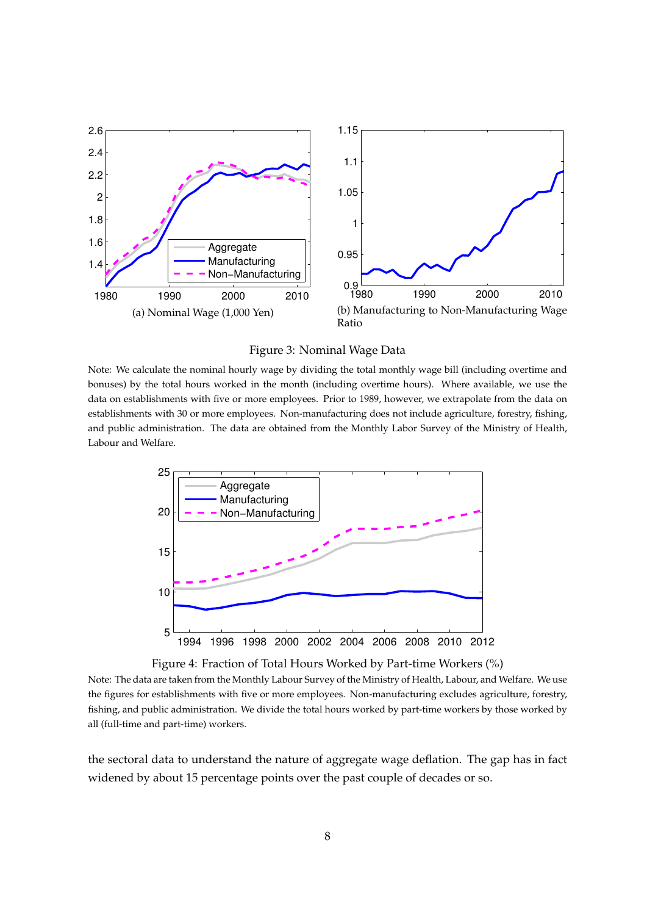(a) Nominal Wage (1,000 Yen)

(b) Manufacturing to Non-Manufacturing Wage Ratio

Figure 3: Nominal Wage Data

Note: We calculate the nominal hourly wage by dividing the total monthly wage bill (including overtime and bonuses) by the total hours worked in the month (including overtime hours). Where available, we use the data on establishments with five or more employees. Prior to 1989, however, we extrapolate from the data on establishments with 30 or more employees. Non-manufacturing does not include agriculture, forestry, fishing, and public administration. The data are obtained from the Monthly Labor Survey of the Ministry of Health, Labour and Welfare.

Figure 4: Fraction of Total Hours Worked by Part-time Workers (%)

Note: The data are taken from the Monthly Labour Survey of the Ministry of Health, Labour, and Welfare. We use the figures for establishments with five or more employees. Non-manufacturing excludes agriculture, forestry, fishing, and public administration. We divide the total hours worked by part-time workers by those worked by all (full-time and part-time) workers.

the sectoral data to understand the nature of aggregate wage deflation. The gap has in fact widened by about 15 percentage points over the past couple of decades or so.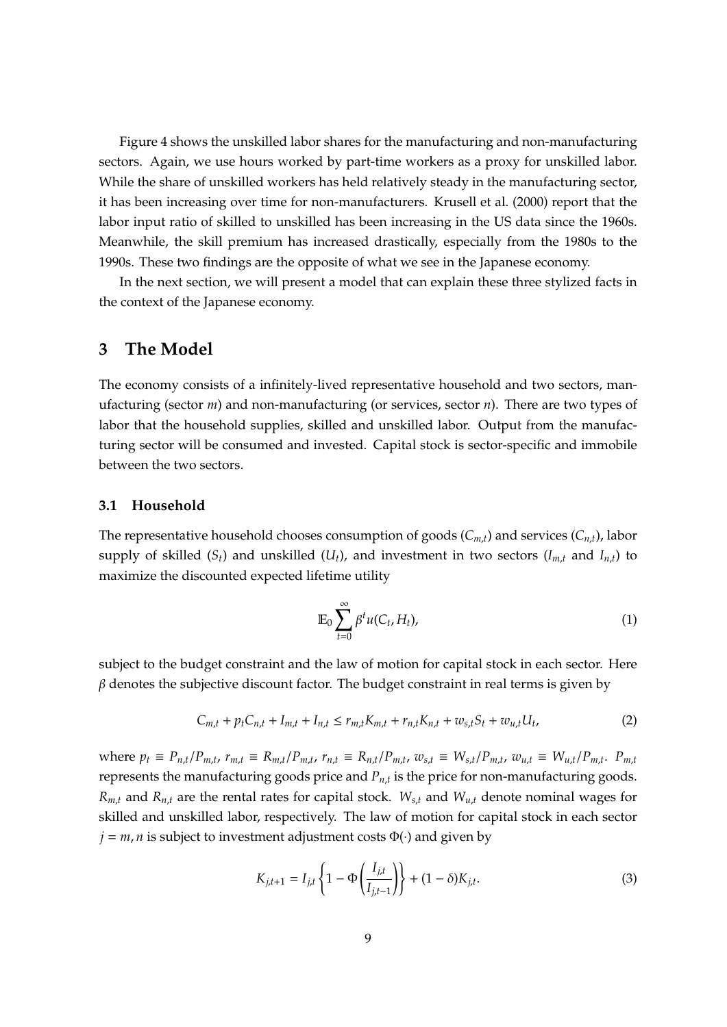Figure 4 shows the unskilled labor shares for the manufacturing and non-manufacturing sectors. Again, we use hours worked by part-time workers as a proxy for unskilled labor. While the share of unskilled workers has held relatively steady in the manufacturing sector, it has been increasing over time for non-manufacturers. Krusell et al. (2000) report that the labor input ratio of skilled to unskilled has been increasing in the US data since the 1960s. Meanwhile, the skill premium has increased drastically, especially from the 1980s to the 1990s. These two findings are the opposite of what we see in the Japanese economy.

In the next section, we will present a model that can explain these three stylized facts in the context of the Japanese economy.

## 3 The Model

The economy consists of a infinitely-lived representative household and two sectors, manufacturing (sector $m$) and non-manufacturing (or services, sector $n$). There are two types of labor that the household supplies, skilled and unskilled labor. Output from the manufacturing sector will be consumed and invested. Capital stock is sector-specific and immobile between the two sectors.

### 3.1 Household

The representative household chooses consumption of goods ($C_{m,t}$) and services ($C_{n,t}$), labor supply of skilled ($S_t$) and unskilled ($U_t$), and investment in two sectors ($I_{m,t}$ and $I_{n,t}$) to maximize the discounted expected lifetime utility

$$\mathbb{E}_0 \sum_{t=0}^{\infty} \beta^t u(C_t, H_t), \tag{1}$$

subject to the budget constraint and the law of motion for capital stock in each sector. Here $\beta$ denotes the subjective discount factor. The budget constraint in real terms is given by

$$C_{m,t} + p_t C_{n,t} + I_{m,t} + I_{n,t} \leq r_{m,t} K_{m,t} + r_{n,t} K_{n,t} + w_{s,t} S_t + w_{u,t} U_t, \tag{2}$$

where $p_t \equiv P_{n,t}/P_{m,t}$, $r_{m,t} \equiv R_{m,t}/P_{m,t}$, $r_{n,t} \equiv R_{n,t}/P_{m,t}$, $w_{s,t} \equiv W_{s,t}/P_{m,t}$, $w_{u,t} \equiv W_{u,t}/P_{m,t}$. $P_{m,t}$ represents the manufacturing goods price and $P_{n,t}$ is the price for non-manufacturing goods. $R_{m,t}$ and $R_{n,t}$ are the rental rates for capital stock. $W_{s,t}$ and $W_{u,t}$ denote nominal wages for skilled and unskilled labor, respectively. The law of motion for capital stock in each sector $j = m, n$ is subject to investment adjustment costs $\Phi(\cdot)$ and given by

$$K_{j,t+1} = I_{j,t} \left\{ 1 - \Phi\left( \frac{I_{j,t}}{I_{j,t-1}} \right) \right\} + (1 - \delta) K_{j,t}. \tag{3}$$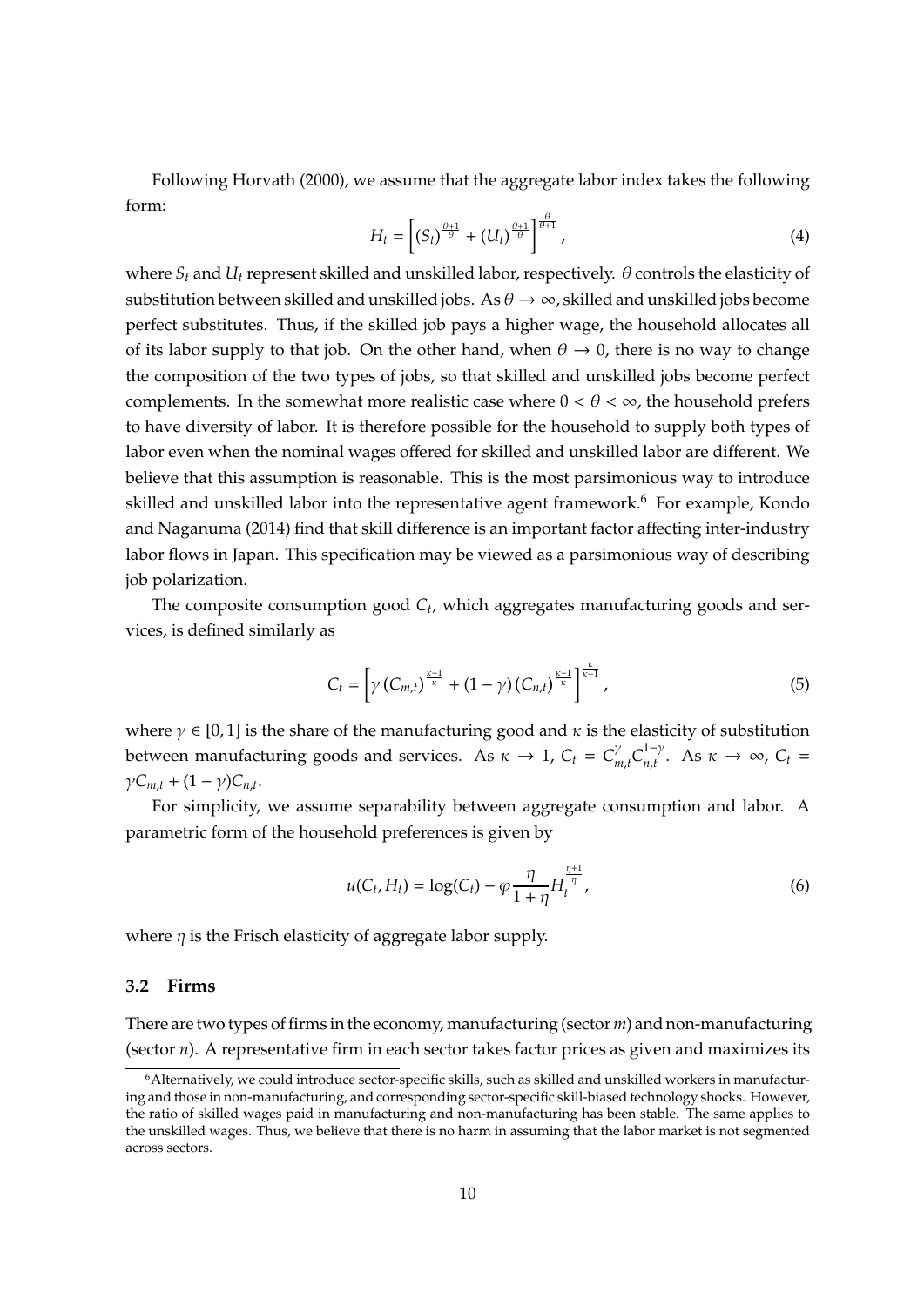Following Horvath (2000), we assume that the aggregate labor index takes the following form:

$$H_t = \left[ (S_t)^{\frac{\theta+1}{\theta}} + (U_t)^{\frac{\theta+1}{\theta}} \right]^{\frac{\theta}{\theta+1}}, \tag{4}$$

where $S_t$ and $U_t$ represent skilled and unskilled labor, respectively. $\theta$ controls the elasticity of substitution between skilled and unskilled jobs. As $\theta \to \infty$, skilled and unskilled jobs become perfect substitutes. Thus, if the skilled job pays a higher wage, the household allocates all of its labor supply to that job. On the other hand, when $\theta \to 0$, there is no way to change the composition of the two types of jobs, so that skilled and unskilled jobs become perfect complements. In the somewhat more realistic case where $0 < \theta < \infty$, the household prefers to have diversity of labor. It is therefore possible for the household to supply both types of labor even when the nominal wages offered for skilled and unskilled labor are different. We believe that this assumption is reasonable. This is the most parsimonious way to introduce skilled and unskilled labor into the representative agent framework.[6] For example, Kondo and Naganuma (2014) find that skill difference is an important factor affecting inter-industry labor flows in Japan. This specification may be viewed as a parsimonious way of describing job polarization.

The composite consumption good $C_t$, which aggregates manufacturing goods and services, is defined similarly as

$$C_t = \left[ \gamma \left(C_{m,t}\right)^{\frac{\kappa-1}{\kappa}} + (1-\gamma)\left(C_{n,t}\right)^{\frac{\kappa-1}{\kappa}} \right]^{\frac{\kappa}{\kappa-1}}, \tag{5}$$

where $\gamma \in [0, 1]$ is the share of the manufacturing good and $\kappa$ is the elasticity of substitution between manufacturing goods and services. As $\kappa \to 1$, $C_t = C_{m,t}^{\gamma} C_{n,t}^{1-\gamma}$. As $\kappa \to \infty$, $C_t = \gamma C_{m,t} + (1-\gamma) C_{n,t}$.

For simplicity, we assume separability between aggregate consumption and labor. A parametric form of the household preferences is given by

$$u(C_t, H_t) = \log(C_t) - \varphi \frac{\eta}{1+\eta} H_t^{\frac{\eta+1}{\eta}}, \tag{6}$$

where $\eta$ is the Frisch elasticity of aggregate labor supply.

### 3.2 Firms

There are two types of firms in the economy, manufacturing (sector $m$) and non-manufacturing (sector $n$). A representative firm in each sector takes factor prices as given and maximizes its

[6] Alternatively, we could introduce sector-specific skills, such as skilled and unskilled workers in manufacturing and those in non-manufacturing, and corresponding sector-specific skill-biased technology shocks. However, the ratio of skilled wages paid in manufacturing and non-manufacturing has been stable. The same applies to the unskilled wages. Thus, we believe that there is no harm in assuming that the labor market is not segmented across sectors.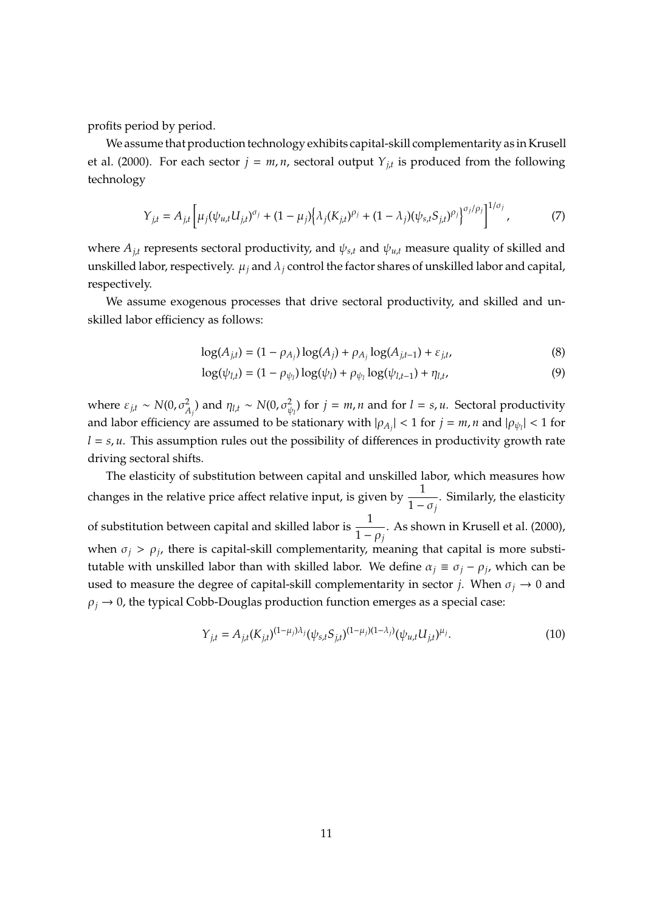profits period by period.

We assume that production technology exhibits capital-skill complementarity as in Krusell et al. (2000). For each sector $j = m, n$, sectoral output $Y_{j,t}$ is produced from the following technology

$$Y_{j,t} = A_{j,t} \left[ \mu_j (\psi_{u,t} U_{j,t})^{\sigma_j} + (1 - \mu_j) \left\{ \lambda_j (K_{j,t})^{\rho_j} + (1 - \lambda_j)(\psi_{s,t} S_{j,t})^{\rho_j} \right\}^{\sigma_j / \rho_j} \right]^{1/\sigma_j}, \tag{7}$$

where $A_{j,t}$ represents sectoral productivity, and $\psi_{s,t}$ and $\psi_{u,t}$ measure quality of skilled and unskilled labor, respectively. $\mu_j$ and $\lambda_j$ control the factor shares of unskilled labor and capital, respectively.

We assume exogenous processes that drive sectoral productivity, and skilled and unskilled labor efficiency as follows:

$$\log(A_{j,t}) = (1 - \rho_{A_j}) \log(A_j) + \rho_{A_j} \log(A_{j,t-1}) + \varepsilon_{j,t}, \tag{8}$$

$$\log(\psi_{l,t}) = (1 - \rho_{\psi_l}) \log(\psi_l) + \rho_{\psi_l} \log(\psi_{l,t-1}) + \eta_{l,t}, \tag{9}$$

where $\varepsilon_{j,t} \sim N(0, \sigma^2_{A_j})$ and $\eta_{l,t} \sim N(0, \sigma^2_{\psi_l})$ for $j = m, n$ and for $l = s, u$. Sectoral productivity and labor efficiency are assumed to be stationary with $|\rho_{A_j}| < 1$ for $j = m, n$ and $|\rho_{\psi_l}| < 1$ for $l = s, u$. This assumption rules out the possibility of differences in productivity growth rate driving sectoral shifts.

The elasticity of substitution between capital and unskilled labor, which measures how changes in the relative price affect relative input, is given by $\dfrac{1}{1 - \sigma_j}$. Similarly, the elasticity of substitution between capital and skilled labor is $\dfrac{1}{1 - \rho_j}$. As shown in Krusell et al. (2000), when $\sigma_j > \rho_j$, there is capital-skill complementarity, meaning that capital is more substitutable with unskilled labor than with skilled labor. We define $\alpha_j \equiv \sigma_j - \rho_j$, which can be used to measure the degree of capital-skill complementarity in sector $j$. When $\sigma_j \to 0$ and $\rho_j \to 0$, the typical Cobb-Douglas production function emerges as a special case:

$$Y_{j,t} = A_{j,t} (K_{j,t})^{(1-\mu_j)\lambda_j} (\psi_{s,t} S_{j,t})^{(1-\mu_j)(1-\lambda_j)} (\psi_{u,t} U_{j,t})^{\mu_j}. \tag{10}$$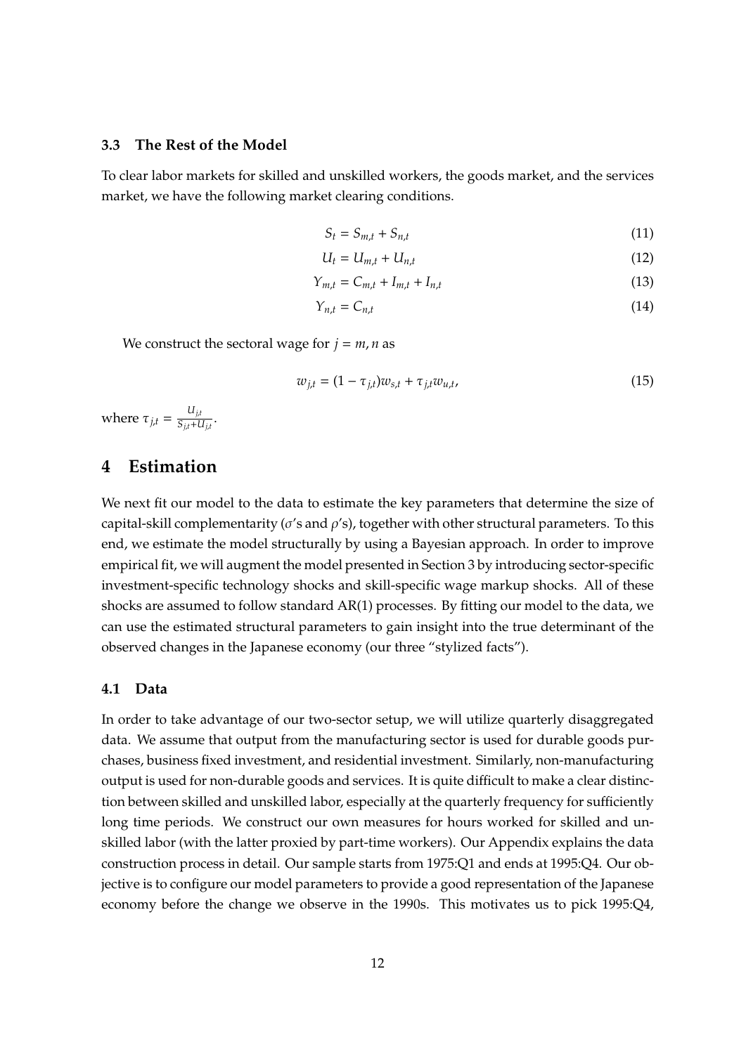### 3.3 The Rest of the Model

To clear labor markets for skilled and unskilled workers, the goods market, and the services market, we have the following market clearing conditions.

$$S_t = S_{m,t} + S_{n,t} \tag{11}$$

$$U_t = U_{m,t} + U_{n,t} \tag{12}$$

$$Y_{m,t} = C_{m,t} + I_{m,t} + I_{n,t} \tag{13}$$

$$Y_{n,t} = C_{n,t} \tag{14}$$

We construct the sectoral wage for $j = m, n$ as

$$w_{j,t} = (1 - \tau_{j,t})w_{s,t} + \tau_{j,t}w_{u,t}, \tag{15}$$

where $\tau_{j,t} = \frac{U_{j,t}}{S_{j,t}+U_{j,t}}$.

## 4 Estimation

We next fit our model to the data to estimate the key parameters that determine the size of capital-skill complementarity ($\sigma$'s and $\rho$'s), together with other structural parameters. To this end, we estimate the model structurally by using a Bayesian approach. In order to improve empirical fit, we will augment the model presented in Section 3 by introducing sector-specific investment-specific technology shocks and skill-specific wage markup shocks. All of these shocks are assumed to follow standard AR(1) processes. By fitting our model to the data, we can use the estimated structural parameters to gain insight into the true determinant of the observed changes in the Japanese economy (our three "stylized facts").

### 4.1 Data

In order to take advantage of our two-sector setup, we will utilize quarterly disaggregated data. We assume that output from the manufacturing sector is used for durable goods purchases, business fixed investment, and residential investment. Similarly, non-manufacturing output is used for non-durable goods and services. It is quite difficult to make a clear distinction between skilled and unskilled labor, especially at the quarterly frequency for sufficiently long time periods. We construct our own measures for hours worked for skilled and unskilled labor (with the latter proxied by part-time workers). Our Appendix explains the data construction process in detail. Our sample starts from 1975:Q1 and ends at 1995:Q4. Our objective is to configure our model parameters to provide a good representation of the Japanese economy before the change we observe in the 1990s. This motivates us to pick 1995:Q4,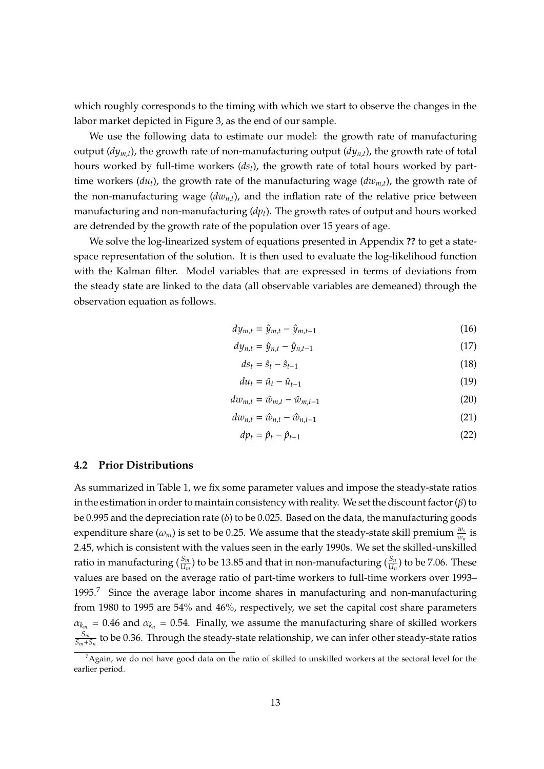which roughly corresponds to the timing with which we start to observe the changes in the labor market depicted in Figure 3, as the end of our sample.

We use the following data to estimate our model: the growth rate of manufacturing output ($dy_{m,t}$), the growth rate of non-manufacturing output ($dy_{n,t}$), the growth rate of total hours worked by full-time workers ($ds_t$), the growth rate of total hours worked by part-time workers ($du_t$), the growth rate of the manufacturing wage ($dw_{m,t}$), the growth rate of the non-manufacturing wage ($dw_{n,t}$), and the inflation rate of the relative price between manufacturing and non-manufacturing ($dp_t$). The growth rates of output and hours worked are detrended by the growth rate of the population over 15 years of age.

We solve the log-linearized system of equations presented in Appendix **??** to get a state-space representation of the solution. It is then used to evaluate the log-likelihood function with the Kalman filter. Model variables that are expressed in terms of deviations from the steady state are linked to the data (all observable variables are demeaned) through the observation equation as follows.

$$dy_{m,t} = \hat{y}_{m,t} - \hat{y}_{m,t-1} \tag{16}$$

$$dy_{n,t} = \hat{y}_{n,t} - \hat{y}_{n,t-1} \tag{17}$$

$$ds_t = \hat{s}_t - \hat{s}_{t-1} \tag{18}$$

$$du_t = \hat{u}_t - \hat{u}_{t-1} \tag{19}$$

$$dw_{m,t} = \hat{w}_{m,t} - \hat{w}_{m,t-1} \tag{20}$$

$$dw_{n,t} = \hat{w}_{n,t} - \hat{w}_{n,t-1} \tag{21}$$

$$dp_t = \hat{p}_t - \hat{p}_{t-1} \tag{22}$$

### 4.2 Prior Distributions

As summarized in Table 1, we fix some parameter values and impose the steady-state ratios in the estimation in order to maintain consistency with reality. We set the discount factor ($\beta$) to be 0.995 and the depreciation rate ($\delta$) to be 0.025. Based on the data, the manufacturing goods expenditure share ($\omega_m$) is set to be 0.25. We assume that the steady-state skill premium $\frac{w_s}{w_u}$ is 2.45, which is consistent with the values seen in the early 1990s. We set the skilled-unskilled ratio in manufacturing ($\frac{S_m}{U_m}$) to be 13.85 and that in non-manufacturing ($\frac{S_n}{U_n}$) to be 7.06. These values are based on the average ratio of part-time workers to full-time workers over 1993–1995.[7] Since the average labor income shares in manufacturing and non-manufacturing from 1980 to 1995 are 54% and 46%, respectively, we set the capital cost share parameters $\alpha_{k_m} = 0.46$ and $\alpha_{k_n} = 0.54$. Finally, we assume the manufacturing share of skilled workers $\frac{S_m}{S_m+S_n}$ to be 0.36. Through the steady-state relationship, we can infer other steady-state ratios

[7]Again, we do not have good data on the ratio of skilled to unskilled workers at the sectoral level for the earlier period.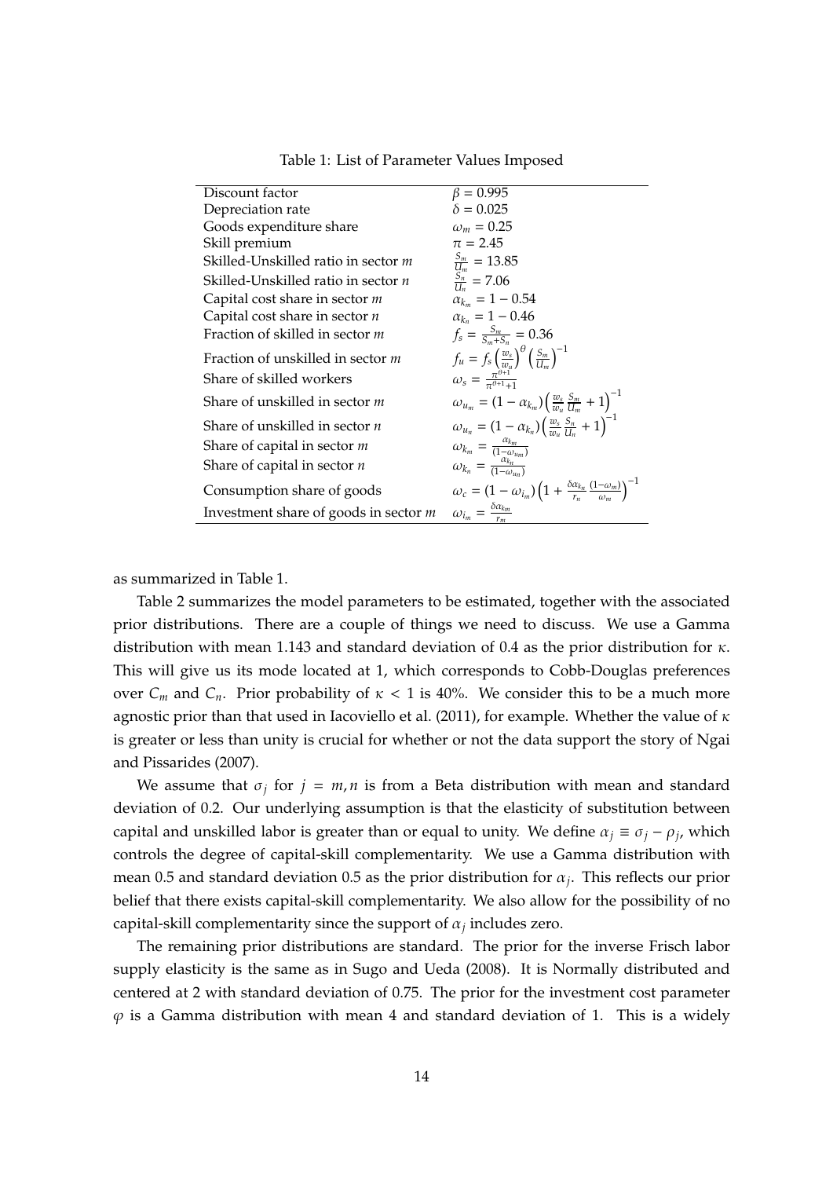Table 1: List of Parameter Values Imposed

| | |
|---|---|
| Discount factor | $\beta = 0.995$ |
| Depreciation rate | $\delta = 0.025$ |
| Goods expenditure share | $\omega_m = 0.25$ |
| Skill premium | $\pi = 2.45$ |
| Skilled-Unskilled ratio in sector $m$ | $\frac{S_m}{U_m} = 13.85$ |
| Skilled-Unskilled ratio in sector $n$ | $\frac{S_n}{U_n} = 7.06$ |
| Capital cost share in sector $m$ | $\alpha_{k_m} = 1 - 0.54$ |
| Capital cost share in sector $n$ | $\alpha_{k_n} = 1 - 0.46$ |
| Fraction of skilled in sector $m$ | $f_s = \frac{S_m}{S_m + S_n} = 0.36$ |
| Fraction of unskilled in sector $m$ | $f_u = f_s \left(\frac{w_s}{w_u}\right)^{\theta} \left(\frac{S_m}{U_m}\right)^{-1}$ |
| Share of skilled workers | $\omega_s = \frac{\pi^{\theta+1}}{\pi^{\theta+1}+1}$ |
| Share of unskilled in sector $m$ | $\omega_{u_m} = (1 - \alpha_{k_m}) \left(\frac{w_s}{w_u} \frac{S_m}{U_m} + 1\right)^{-1}$ |
| Share of unskilled in sector $n$ | $\omega_{u_n} = (1 - \alpha_{k_n}) \left(\frac{w_s}{w_u} \frac{S_n}{U_n} + 1\right)^{-1}$ |
| Share of capital in sector $m$ | $\omega_{k_m} = \frac{\alpha_{k_m}}{(1-\omega_{u_m})}$ |
| Share of capital in sector $n$ | $\omega_{k_n} = \frac{\alpha_{k_n}}{(1-\omega_{u_n})}$ |
| Consumption share of goods | $\omega_c = (1 - \omega_{i_m}) \left(1 + \frac{\delta \alpha_{k_n}}{r_n} \frac{(1-\omega_m)}{\omega_m}\right)^{-1}$ |
| Investment share of goods in sector $m$ | $\omega_{i_m} = \frac{\delta \alpha_{k_m}}{r_m}$ |

as summarized in Table 1.

Table 2 summarizes the model parameters to be estimated, together with the associated prior distributions. There are a couple of things we need to discuss. We use a Gamma distribution with mean 1.143 and standard deviation of 0.4 as the prior distribution for $\kappa$. This will give us its mode located at 1, which corresponds to Cobb-Douglas preferences over $C_m$ and $C_n$. Prior probability of $\kappa < 1$ is 40%. We consider this to be a much more agnostic prior than that used in Iacoviello et al. (2011), for example. Whether the value of $\kappa$ is greater or less than unity is crucial for whether or not the data support the story of Ngai and Pissarides (2007).

We assume that $\sigma_j$ for $j = m, n$ is from a Beta distribution with mean and standard deviation of 0.2. Our underlying assumption is that the elasticity of substitution between capital and unskilled labor is greater than or equal to unity. We define $\alpha_j \equiv \sigma_j - \rho_j$, which controls the degree of capital-skill complementarity. We use a Gamma distribution with mean 0.5 and standard deviation 0.5 as the prior distribution for $\alpha_j$. This reflects our prior belief that there exists capital-skill complementarity. We also allow for the possibility of no capital-skill complementarity since the support of $\alpha_j$ includes zero.

The remaining prior distributions are standard. The prior for the inverse Frisch labor supply elasticity is the same as in Sugo and Ueda (2008). It is Normally distributed and centered at 2 with standard deviation of 0.75. The prior for the investment cost parameter $\varphi$ is a Gamma distribution with mean 4 and standard deviation of 1. This is a widely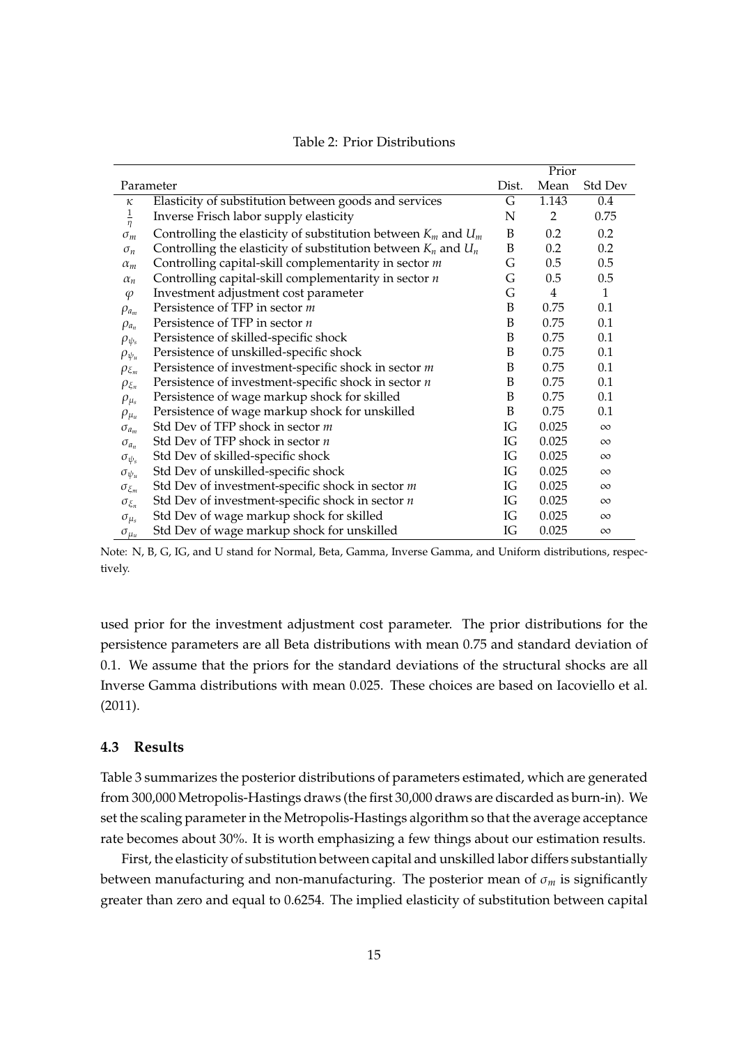Table 2: Prior Distributions

| Parameter | | Prior | | |
|---|---|---|---|---|
| | | Dist. | Mean | Std Dev |
| $\kappa$ | Elasticity of substitution between goods and services | G | 1.143 | 0.4 |
| $\frac{1}{\eta}$ | Inverse Frisch labor supply elasticity | N | 2 | 0.75 |
| $\sigma_m$ | Controlling the elasticity of substitution between $K_m$ and $U_m$ | B | 0.2 | 0.2 |
| $\sigma_n$ | Controlling the elasticity of substitution between $K_n$ and $U_n$ | B | 0.2 | 0.2 |
| $\alpha_m$ | Controlling capital-skill complementarity in sector $m$ | G | 0.5 | 0.5 |
| $\alpha_n$ | Controlling capital-skill complementarity in sector $n$ | G | 0.5 | 0.5 |
| $\varphi$ | Investment adjustment cost parameter | G | 4 | 1 |
| $\rho_{a_m}$ | Persistence of TFP in sector $m$ | B | 0.75 | 0.1 |
| $\rho_{a_n}$ | Persistence of TFP in sector $n$ | B | 0.75 | 0.1 |
| $\rho_{\psi_s}$ | Persistence of skilled-specific shock | B | 0.75 | 0.1 |
| $\rho_{\psi_u}$ | Persistence of unskilled-specific shock | B | 0.75 | 0.1 |
| $\rho_{\xi_m}$ | Persistence of investment-specific shock in sector $m$ | B | 0.75 | 0.1 |
| $\rho_{\xi_n}$ | Persistence of investment-specific shock in sector $n$ | B | 0.75 | 0.1 |
| $\rho_{\mu_s}$ | Persistence of wage markup shock for skilled | B | 0.75 | 0.1 |
| $\rho_{\mu_u}$ | Persistence of wage markup shock for unskilled | B | 0.75 | 0.1 |
| $\sigma_{a_m}$ | Std Dev of TFP shock in sector $m$ | IG | 0.025 | $\infty$ |
| $\sigma_{a_n}$ | Std Dev of TFP shock in sector $n$ | IG | 0.025 | $\infty$ |
| $\sigma_{\psi_s}$ | Std Dev of skilled-specific shock | IG | 0.025 | $\infty$ |
| $\sigma_{\psi_u}$ | Std Dev of unskilled-specific shock | IG | 0.025 | $\infty$ |
| $\sigma_{\xi_m}$ | Std Dev of investment-specific shock in sector $m$ | IG | 0.025 | $\infty$ |
| $\sigma_{\xi_n}$ | Std Dev of investment-specific shock in sector $n$ | IG | 0.025 | $\infty$ |
| $\sigma_{\mu_s}$ | Std Dev of wage markup shock for skilled | IG | 0.025 | $\infty$ |
| $\sigma_{\mu_u}$ | Std Dev of wage markup shock for unskilled | IG | 0.025 | $\infty$ |

Note: N, B, G, IG, and U stand for Normal, Beta, Gamma, Inverse Gamma, and Uniform distributions, respectively.

used prior for the investment adjustment cost parameter. The prior distributions for the persistence parameters are all Beta distributions with mean 0.75 and standard deviation of 0.1. We assume that the priors for the standard deviations of the structural shocks are all Inverse Gamma distributions with mean 0.025. These choices are based on Iacoviello et al. (2011).

### 4.3 Results

Table 3 summarizes the posterior distributions of parameters estimated, which are generated from 300,000 Metropolis-Hastings draws (the first 30,000 draws are discarded as burn-in). We set the scaling parameter in the Metropolis-Hastings algorithm so that the average acceptance rate becomes about 30%. It is worth emphasizing a few things about our estimation results.

First, the elasticity of substitution between capital and unskilled labor differs substantially between manufacturing and non-manufacturing. The posterior mean of $\sigma_m$ is significantly greater than zero and equal to 0.6254. The implied elasticity of substitution between capital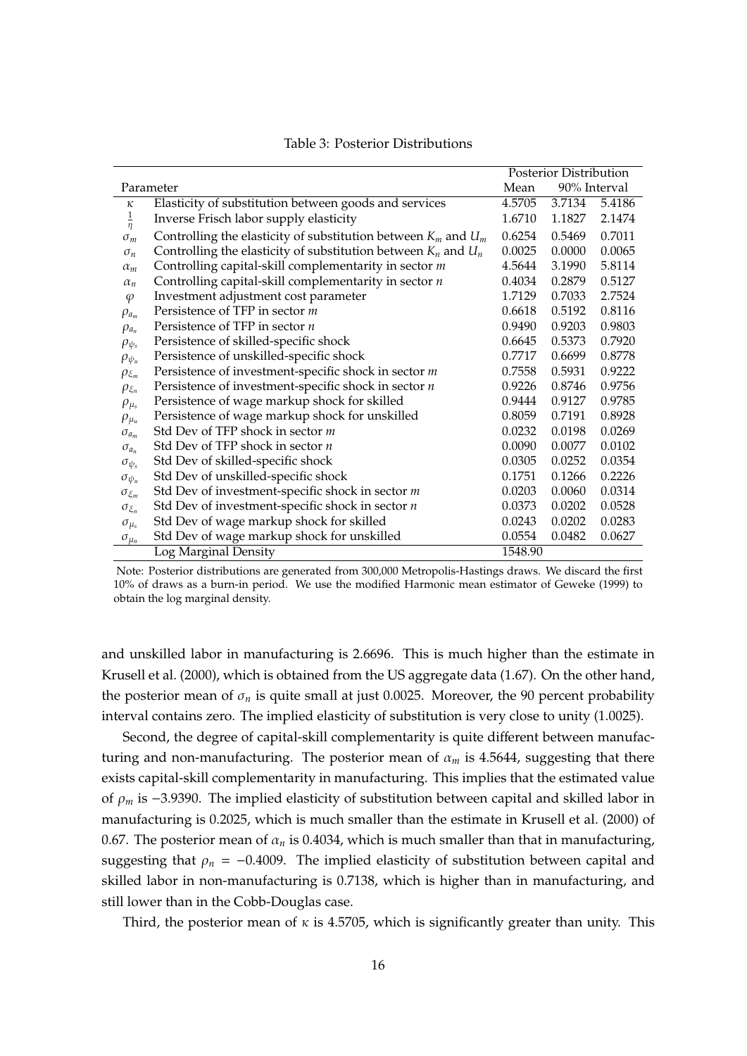Table 3: Posterior Distributions

| Parameter | | Posterior Distribution | | |
|---|---|---|---|---|
| | | Mean | 90% Interval | |
| $\kappa$ | Elasticity of substitution between goods and services | 4.5705 | 3.7134 | 5.4186 |
| $\frac{1}{\eta}$ | Inverse Frisch labor supply elasticity | 1.6710 | 1.1827 | 2.1474 |
| $\sigma_m$ | Controlling the elasticity of substitution between $K_m$ and $U_m$ | 0.6254 | 0.5469 | 0.7011 |
| $\sigma_n$ | Controlling the elasticity of substitution between $K_n$ and $U_n$ | 0.0025 | 0.0000 | 0.0065 |
| $\alpha_m$ | Controlling capital-skill complementarity in sector $m$ | 4.5644 | 3.1990 | 5.8114 |
| $\alpha_n$ | Controlling capital-skill complementarity in sector $n$ | 0.4034 | 0.2879 | 0.5127 |
| $\varphi$ | Investment adjustment cost parameter | 1.7129 | 0.7033 | 2.7524 |
| $\rho_{a_m}$ | Persistence of TFP in sector $m$ | 0.6618 | 0.5192 | 0.8116 |
| $\rho_{a_n}$ | Persistence of TFP in sector $n$ | 0.9490 | 0.9203 | 0.9803 |
| $\rho_{\psi_s}$ | Persistence of skilled-specific shock | 0.6645 | 0.5373 | 0.7920 |
| $\rho_{\psi_u}$ | Persistence of unskilled-specific shock | 0.7717 | 0.6699 | 0.8778 |
| $\rho_{\xi_m}$ | Persistence of investment-specific shock in sector $m$ | 0.7558 | 0.5931 | 0.9222 |
| $\rho_{\xi_n}$ | Persistence of investment-specific shock in sector $n$ | 0.9226 | 0.8746 | 0.9756 |
| $\rho_{\mu_s}$ | Persistence of wage markup shock for skilled | 0.9444 | 0.9127 | 0.9785 |
| $\rho_{\mu_u}$ | Persistence of wage markup shock for unskilled | 0.8059 | 0.7191 | 0.8928 |
| $\sigma_{a_m}$ | Std Dev of TFP shock in sector $m$ | 0.0232 | 0.0198 | 0.0269 |
| $\sigma_{a_n}$ | Std Dev of TFP shock in sector $n$ | 0.0090 | 0.0077 | 0.0102 |
| $\sigma_{\psi_s}$ | Std Dev of skilled-specific shock | 0.0305 | 0.0252 | 0.0354 |
| $\sigma_{\psi_u}$ | Std Dev of unskilled-specific shock | 0.1751 | 0.1266 | 0.2226 |
| $\sigma_{\xi_m}$ | Std Dev of investment-specific shock in sector $m$ | 0.0203 | 0.0060 | 0.0314 |
| $\sigma_{\xi_n}$ | Std Dev of investment-specific shock in sector $n$ | 0.0373 | 0.0202 | 0.0528 |
| $\sigma_{\mu_s}$ | Std Dev of wage markup shock for skilled | 0.0243 | 0.0202 | 0.0283 |
| $\sigma_{\mu_u}$ | Std Dev of wage markup shock for unskilled | 0.0554 | 0.0482 | 0.0627 |
| | Log Marginal Density | 1548.90 | | |

Note: Posterior distributions are generated from 300,000 Metropolis-Hastings draws. We discard the first 10% of draws as a burn-in period. We use the modified Harmonic mean estimator of Geweke (1999) to obtain the log marginal density.

and unskilled labor in manufacturing is 2.6696. This is much higher than the estimate in Krusell et al. (2000), which is obtained from the US aggregate data (1.67). On the other hand, the posterior mean of $\sigma_n$ is quite small at just 0.0025. Moreover, the 90 percent probability interval contains zero. The implied elasticity of substitution is very close to unity (1.0025).

Second, the degree of capital-skill complementarity is quite different between manufacturing and non-manufacturing. The posterior mean of $\alpha_m$ is 4.5644, suggesting that there exists capital-skill complementarity in manufacturing. This implies that the estimated value of $\rho_m$ is $-3.9390$. The implied elasticity of substitution between capital and skilled labor in manufacturing is 0.2025, which is much smaller than the estimate in Krusell et al. (2000) of 0.67. The posterior mean of $\alpha_n$ is 0.4034, which is much smaller than that in manufacturing, suggesting that $\rho_n = -0.4009$. The implied elasticity of substitution between capital and skilled labor in non-manufacturing is 0.7138, which is higher than in manufacturing, and still lower than in the Cobb-Douglas case.

Third, the posterior mean of $\kappa$ is 4.5705, which is significantly greater than unity. This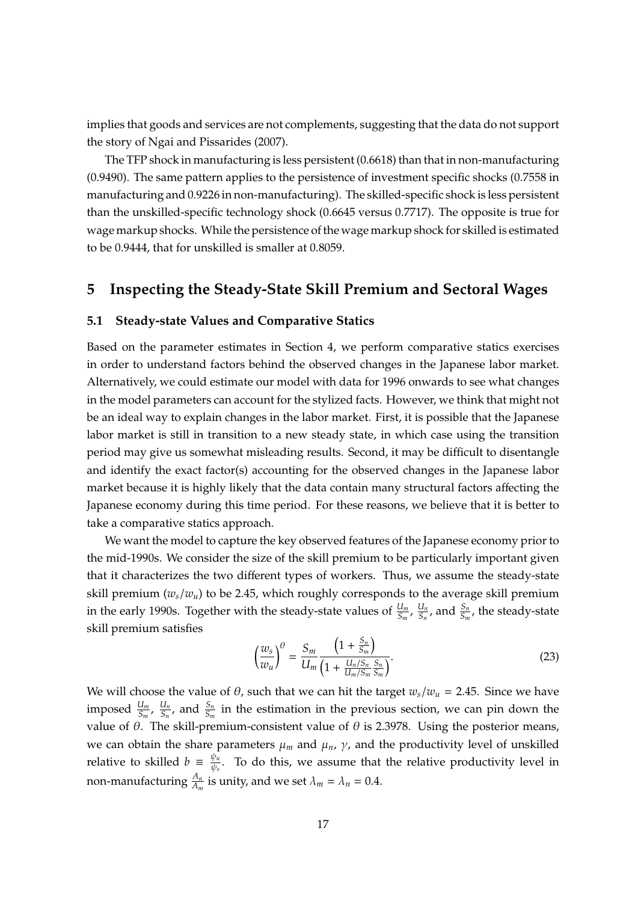implies that goods and services are not complements, suggesting that the data do not support the story of Ngai and Pissarides (2007).

The TFP shock in manufacturing is less persistent (0.6618) than that in non-manufacturing (0.9490). The same pattern applies to the persistence of investment specific shocks (0.7558 in manufacturing and 0.9226 in non-manufacturing). The skilled-specific shock is less persistent than the unskilled-specific technology shock (0.6645 versus 0.7717). The opposite is true for wage markup shocks. While the persistence of the wage markup shock for skilled is estimated to be 0.9444, that for unskilled is smaller at 0.8059.

## 5 Inspecting the Steady-State Skill Premium and Sectoral Wages

### 5.1 Steady-state Values and Comparative Statics

Based on the parameter estimates in Section 4, we perform comparative statics exercises in order to understand factors behind the observed changes in the Japanese labor market. Alternatively, we could estimate our model with data for 1996 onwards to see what changes in the model parameters can account for the stylized facts. However, we think that might not be an ideal way to explain changes in the labor market. First, it is possible that the Japanese labor market is still in transition to a new steady state, in which case using the transition period may give us somewhat misleading results. Second, it may be difficult to disentangle and identify the exact factor(s) accounting for the observed changes in the Japanese labor market because it is highly likely that the data contain many structural factors affecting the Japanese economy during this time period. For these reasons, we believe that it is better to take a comparative statics approach.

We want the model to capture the key observed features of the Japanese economy prior to the mid-1990s. We consider the size of the skill premium to be particularly important given that it characterizes the two different types of workers. Thus, we assume the steady-state skill premium ($w_s/w_u$) to be 2.45, which roughly corresponds to the average skill premium in the early 1990s. Together with the steady-state values of $\frac{U_m}{S_m}$, $\frac{U_n}{S_n}$, and $\frac{S_n}{S_m}$, the steady-state skill premium satisfies

$$\left(\frac{w_s}{w_u}\right)^{\theta} = \frac{S_m}{U_m} \frac{\left(1 + \frac{S_n}{S_m}\right)}{\left(1 + \frac{U_n/S_n}{U_m/S_m} \frac{S_n}{S_m}\right)}. \tag{23}$$

We will choose the value of $\theta$, such that we can hit the target $w_s/w_u = 2.45$. Since we have imposed $\frac{U_m}{S_m}$, $\frac{U_n}{S_n}$, and $\frac{S_n}{S_m}$ in the estimation in the previous section, we can pin down the value of $\theta$. The skill-premium-consistent value of $\theta$ is 2.3978. Using the posterior means, we can obtain the share parameters $\mu_m$ and $\mu_n$, $\gamma$, and the productivity level of unskilled relative to skilled $b \equiv \frac{\psi_u}{\psi_s}$. To do this, we assume that the relative productivity level in non-manufacturing $\frac{A_n}{A_m}$ is unity, and we set $\lambda_m = \lambda_n = 0.4$.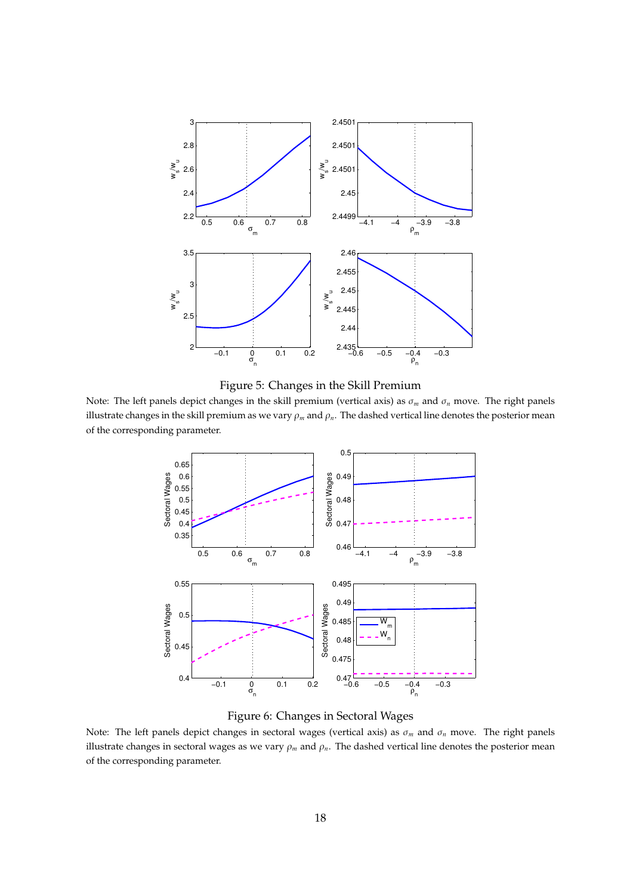Figure 5: Changes in the Skill Premium

Note: The left panels depict changes in the skill premium (vertical axis) as $\sigma_m$ and $\sigma_n$ move. The right panels illustrate changes in the skill premium as we vary $\rho_m$ and $\rho_n$. The dashed vertical line denotes the posterior mean of the corresponding parameter.

Figure 6: Changes in Sectoral Wages

Note: The left panels depict changes in sectoral wages (vertical axis) as $\sigma_m$ and $\sigma_n$ move. The right panels illustrate changes in sectoral wages as we vary $\rho_m$ and $\rho_n$. The dashed vertical line denotes the posterior mean of the corresponding parameter.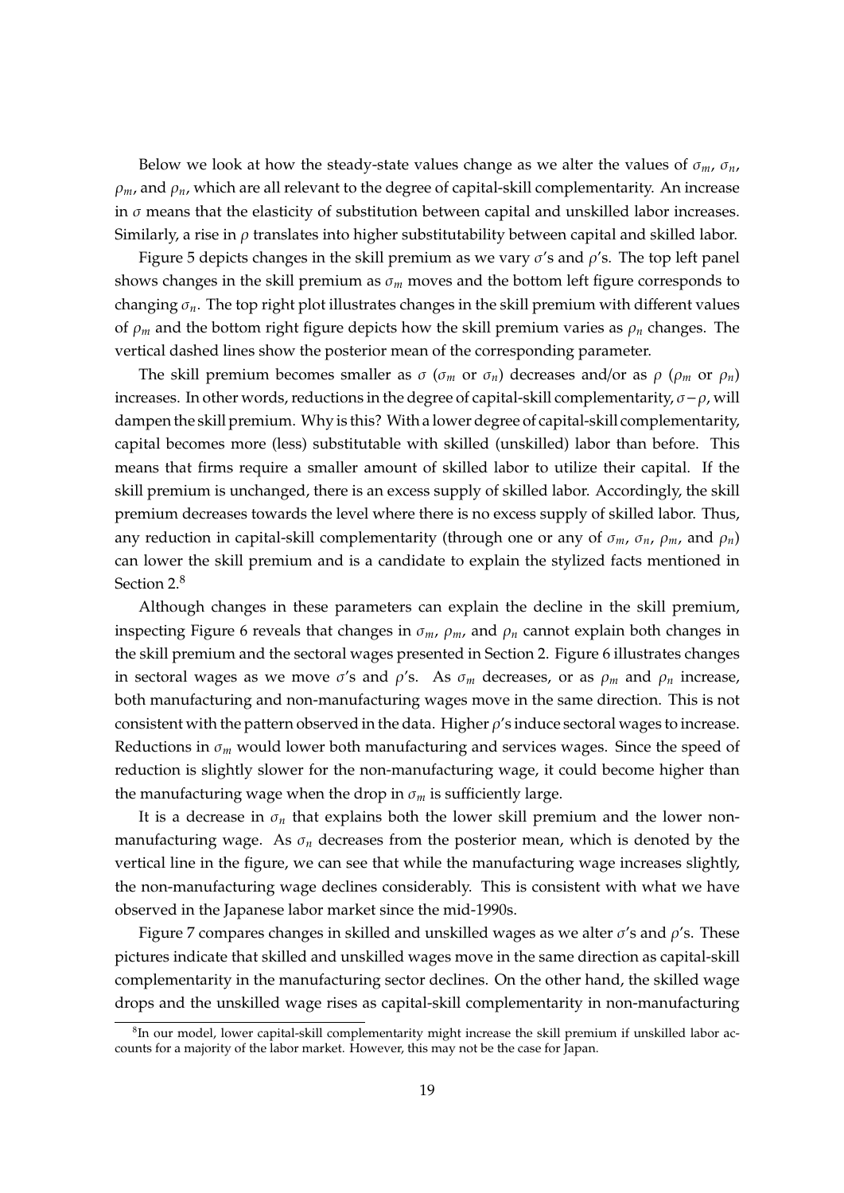Below we look at how the steady-state values change as we alter the values of $\sigma_m$, $\sigma_n$, $\rho_m$, and $\rho_n$, which are all relevant to the degree of capital-skill complementarity. An increase in $\sigma$ means that the elasticity of substitution between capital and unskilled labor increases. Similarly, a rise in $\rho$ translates into higher substitutability between capital and skilled labor.

Figure 5 depicts changes in the skill premium as we vary $\sigma$'s and $\rho$'s. The top left panel shows changes in the skill premium as $\sigma_m$ moves and the bottom left figure corresponds to changing $\sigma_n$. The top right plot illustrates changes in the skill premium with different values of $\rho_m$ and the bottom right figure depicts how the skill premium varies as $\rho_n$ changes. The vertical dashed lines show the posterior mean of the corresponding parameter.

The skill premium becomes smaller as $\sigma$ ($\sigma_m$ or $\sigma_n$) decreases and/or as $\rho$ ($\rho_m$ or $\rho_n$) increases. In other words, reductions in the degree of capital-skill complementarity, $\sigma - \rho$, will dampen the skill premium. Why is this? With a lower degree of capital-skill complementarity, capital becomes more (less) substitutable with skilled (unskilled) labor than before. This means that firms require a smaller amount of skilled labor to utilize their capital. If the skill premium is unchanged, there is an excess supply of skilled labor. Accordingly, the skill premium decreases towards the level where there is no excess supply of skilled labor. Thus, any reduction in capital-skill complementarity (through one or any of $\sigma_m$, $\sigma_n$, $\rho_m$, and $\rho_n$) can lower the skill premium and is a candidate to explain the stylized facts mentioned in Section 2.[8]

Although changes in these parameters can explain the decline in the skill premium, inspecting Figure 6 reveals that changes in $\sigma_m$, $\rho_m$, and $\rho_n$ cannot explain both changes in the skill premium and the sectoral wages presented in Section 2. Figure 6 illustrates changes in sectoral wages as we move $\sigma$'s and $\rho$'s. As $\sigma_m$ decreases, or as $\rho_m$ and $\rho_n$ increase, both manufacturing and non-manufacturing wages move in the same direction. This is not consistent with the pattern observed in the data. Higher $\rho$'s induce sectoral wages to increase. Reductions in $\sigma_m$ would lower both manufacturing and services wages. Since the speed of reduction is slightly slower for the non-manufacturing wage, it could become higher than the manufacturing wage when the drop in $\sigma_m$ is sufficiently large.

It is a decrease in $\sigma_n$ that explains both the lower skill premium and the lower non-manufacturing wage. As $\sigma_n$ decreases from the posterior mean, which is denoted by the vertical line in the figure, we can see that while the manufacturing wage increases slightly, the non-manufacturing wage declines considerably. This is consistent with what we have observed in the Japanese labor market since the mid-1990s.

Figure 7 compares changes in skilled and unskilled wages as we alter $\sigma$'s and $\rho$'s. These pictures indicate that skilled and unskilled wages move in the same direction as capital-skill complementarity in the manufacturing sector declines. On the other hand, the skilled wage drops and the unskilled wage rises as capital-skill complementarity in non-manufacturing

[8] In our model, lower capital-skill complementarity might increase the skill premium if unskilled labor accounts for a majority of the labor market. However, this may not be the case for Japan.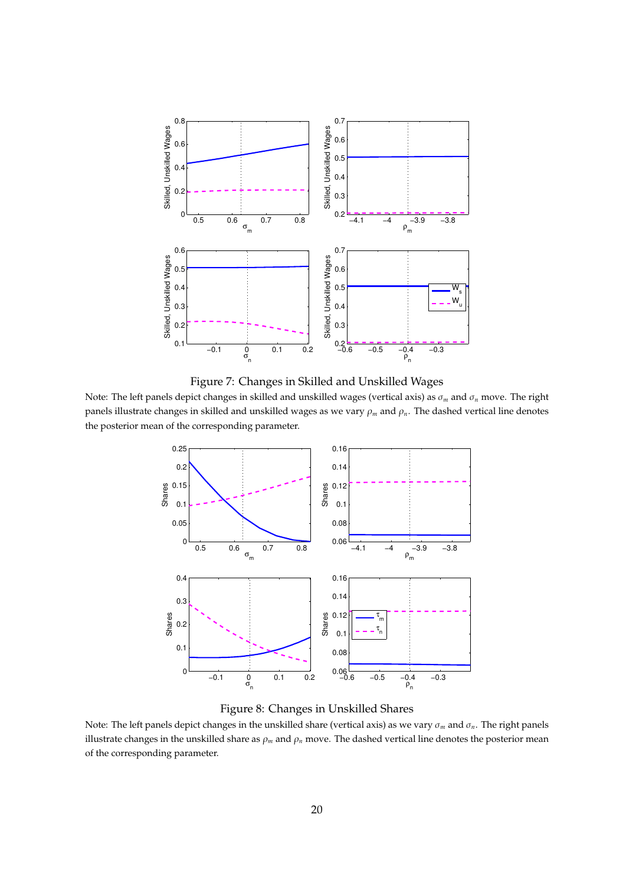Figure 7: Changes in Skilled and Unskilled Wages

Note: The left panels depict changes in skilled and unskilled wages (vertical axis) as $\sigma_m$ and $\sigma_n$ move. The right panels illustrate changes in skilled and unskilled wages as we vary $\rho_m$ and $\rho_n$. The dashed vertical line denotes the posterior mean of the corresponding parameter.

Figure 8: Changes in Unskilled Shares

Note: The left panels depict changes in the unskilled share (vertical axis) as we vary $\sigma_m$ and $\sigma_n$. The right panels illustrate changes in the unskilled share as $\rho_m$ and $\rho_n$ move. The dashed vertical line denotes the posterior mean of the corresponding parameter.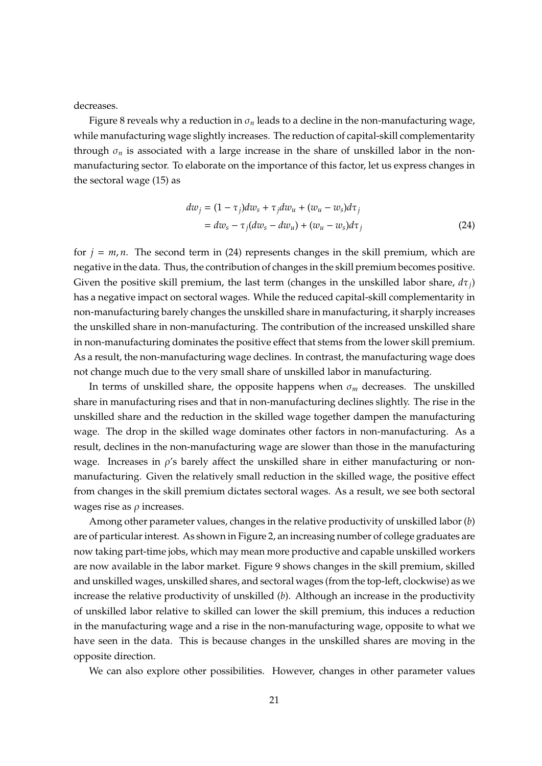decreases.

Figure 8 reveals why a reduction in $\sigma_n$ leads to a decline in the non-manufacturing wage, while manufacturing wage slightly increases. The reduction of capital-skill complementarity through $\sigma_n$ is associated with a large increase in the share of unskilled labor in the non-manufacturing sector. To elaborate on the importance of this factor, let us express changes in the sectoral wage (15) as

$$
\begin{aligned}
dw_j &= (1-\tau_j)dw_s + \tau_j dw_u + (w_u - w_s)d\tau_j \\
&= dw_s - \tau_j(dw_s - dw_u) + (w_u - w_s)d\tau_j
\end{aligned}
\tag{24}
$$

for $j = m, n$. The second term in (24) represents changes in the skill premium, which are negative in the data. Thus, the contribution of changes in the skill premium becomes positive. Given the positive skill premium, the last term (changes in the unskilled labor share, $d\tau_j$) has a negative impact on sectoral wages. While the reduced capital-skill complementarity in non-manufacturing barely changes the unskilled share in manufacturing, it sharply increases the unskilled share in non-manufacturing. The contribution of the increased unskilled share in non-manufacturing dominates the positive effect that stems from the lower skill premium. As a result, the non-manufacturing wage declines. In contrast, the manufacturing wage does not change much due to the very small share of unskilled labor in manufacturing.

In terms of unskilled share, the opposite happens when $\sigma_m$ decreases. The unskilled share in manufacturing rises and that in non-manufacturing declines slightly. The rise in the unskilled share and the reduction in the skilled wage together dampen the manufacturing wage. The drop in the skilled wage dominates other factors in non-manufacturing. As a result, declines in the non-manufacturing wage are slower than those in the manufacturing wage. Increases in $\rho$'s barely affect the unskilled share in either manufacturing or non-manufacturing. Given the relatively small reduction in the skilled wage, the positive effect from changes in the skill premium dictates sectoral wages. As a result, we see both sectoral wages rise as $\rho$ increases.

Among other parameter values, changes in the relative productivity of unskilled labor ($b$) are of particular interest. As shown in Figure 2, an increasing number of college graduates are now taking part-time jobs, which may mean more productive and capable unskilled workers are now available in the labor market. Figure 9 shows changes in the skill premium, skilled and unskilled wages, unskilled shares, and sectoral wages (from the top-left, clockwise) as we increase the relative productivity of unskilled ($b$). Although an increase in the productivity of unskilled labor relative to skilled can lower the skill premium, this induces a reduction in the manufacturing wage and a rise in the non-manufacturing wage, opposite to what we have seen in the data. This is because changes in the unskilled shares are moving in the opposite direction.

We can also explore other possibilities. However, changes in other parameter values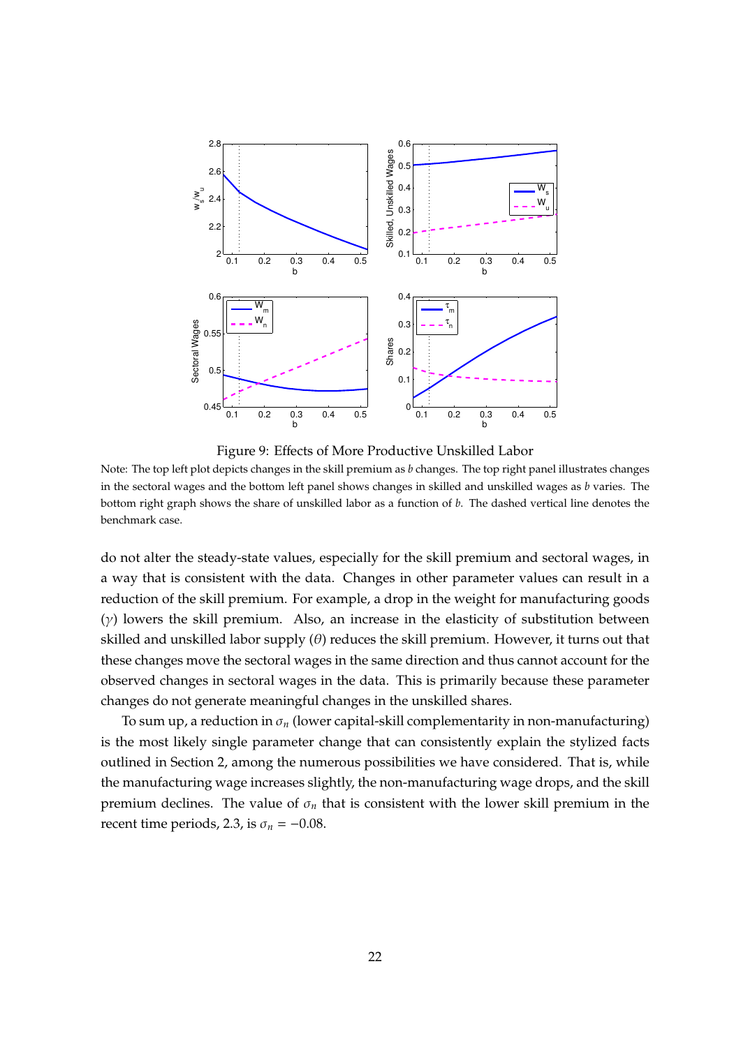Figure 9: Effects of More Productive Unskilled Labor

Note: The top left plot depicts changes in the skill premium as $b$ changes. The top right panel illustrates changes in the sectoral wages and the bottom left panel shows changes in skilled and unskilled wages as $b$ varies. The bottom right graph shows the share of unskilled labor as a function of $b$. The dashed vertical line denotes the benchmark case.

do not alter the steady-state values, especially for the skill premium and sectoral wages, in a way that is consistent with the data. Changes in other parameter values can result in a reduction of the skill premium. For example, a drop in the weight for manufacturing goods ($\gamma$) lowers the skill premium. Also, an increase in the elasticity of substitution between skilled and unskilled labor supply ($\theta$) reduces the skill premium. However, it turns out that these changes move the sectoral wages in the same direction and thus cannot account for the observed changes in sectoral wages in the data. This is primarily because these parameter changes do not generate meaningful changes in the unskilled shares.

To sum up, a reduction in $\sigma_n$ (lower capital-skill complementarity in non-manufacturing) is the most likely single parameter change that can consistently explain the stylized facts outlined in Section 2, among the numerous possibilities we have considered. That is, while the manufacturing wage increases slightly, the non-manufacturing wage drops, and the skill premium declines. The value of $\sigma_n$ that is consistent with the lower skill premium in the recent time periods, 2.3, is $\sigma_n = -0.08$.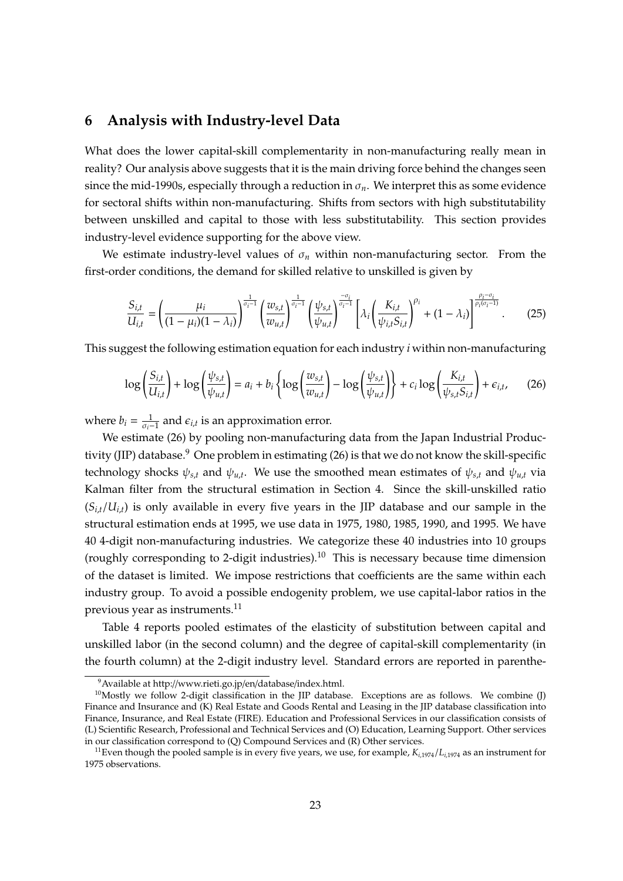## 6 Analysis with Industry-level Data

What does the lower capital-skill complementarity in non-manufacturing really mean in reality? Our analysis above suggests that it is the main driving force behind the changes seen since the mid-1990s, especially through a reduction in $\sigma_n$. We interpret this as some evidence for sectoral shifts within non-manufacturing. Shifts from sectors with high substitutability between unskilled and capital to those with less substitutability. This section provides industry-level evidence supporting for the above view.

We estimate industry-level values of $\sigma_n$ within non-manufacturing sector. From the first-order conditions, the demand for skilled relative to unskilled is given by

$$\frac{S_{i,t}}{U_{i,t}} = \left(\frac{\mu_i}{(1-\mu_i)(1-\lambda_i)}\right)^{\frac{1}{\sigma_i - 1}} \left(\frac{w_{s,t}}{w_{u,t}}\right)^{\frac{1}{\sigma_i - 1}} \left(\frac{\psi_{s,t}}{\psi_{u,t}}\right)^{\frac{-\sigma_i}{\sigma_i - 1}} \left[\lambda_i \left(\frac{K_{i,t}}{\psi_{i,t} S_{i,t}}\right)^{\rho_i} + (1-\lambda_i)\right]^{\frac{\rho_i - \sigma_i}{\rho_i(\sigma_i - 1)}}. \tag{25}$$

This suggest the following estimation equation for each industry $i$ within non-manufacturing

$$\log\left(\frac{S_{i,t}}{U_{i,t}}\right) + \log\left(\frac{\psi_{s,t}}{\psi_{u,t}}\right) = a_i + b_i \left\{\log\left(\frac{w_{s,t}}{w_{u,t}}\right) - \log\left(\frac{\psi_{s,t}}{\psi_{u,t}}\right)\right\} + c_i \log\left(\frac{K_{i,t}}{\psi_{s,t} S_{i,t}}\right) + \epsilon_{i,t}, \tag{26}$$

where $b_i = \frac{1}{\sigma_i - 1}$ and $\epsilon_{i,t}$ is an approximation error.

We estimate (26) by pooling non-manufacturing data from the Japan Industrial Productivity (JIP) database.[9] One problem in estimating (26) is that we do not know the skill-specific technology shocks $\psi_{s,t}$ and $\psi_{u,t}$. We use the smoothed mean estimates of $\psi_{s,t}$ and $\psi_{u,t}$ via Kalman filter from the structural estimation in Section 4. Since the skill-unskilled ratio ($S_{i,t}/U_{i,t}$) is only available in every five years in the JIP database and our sample in the structural estimation ends at 1995, we use data in 1975, 1980, 1985, 1990, and 1995. We have 40 4-digit non-manufacturing industries. We categorize these 40 industries into 10 groups (roughly corresponding to 2-digit industries).[10] This is necessary because time dimension of the dataset is limited. We impose restrictions that coefficients are the same within each industry group. To avoid a possible endogenity problem, we use capital-labor ratios in the previous year as instruments.[11]

Table 4 reports pooled estimates of the elasticity of substitution between capital and unskilled labor (in the second column) and the degree of capital-skill complementarity (in the fourth column) at the 2-digit industry level. Standard errors are reported in parenthe-

---

[9] Available at http://www.rieti.go.jp/en/database/index.html.

[10] Mostly we follow 2-digit classification in the JIP database. Exceptions are as follows. We combine (J) Finance and Insurance and (K) Real Estate and Goods Rental and Leasing in the JIP database classification into Finance, Insurance, and Real Estate (FIRE). Education and Professional Services in our classification consists of (L) Scientific Research, Professional and Technical Services and (O) Education, Learning Support. Other services in our classification correspond to (Q) Compound Services and (R) Other services.

[11] Even though the pooled sample is in every five years, we use, for example, $K_{i,1974}/L_{i,1974}$ as an instrument for 1975 observations.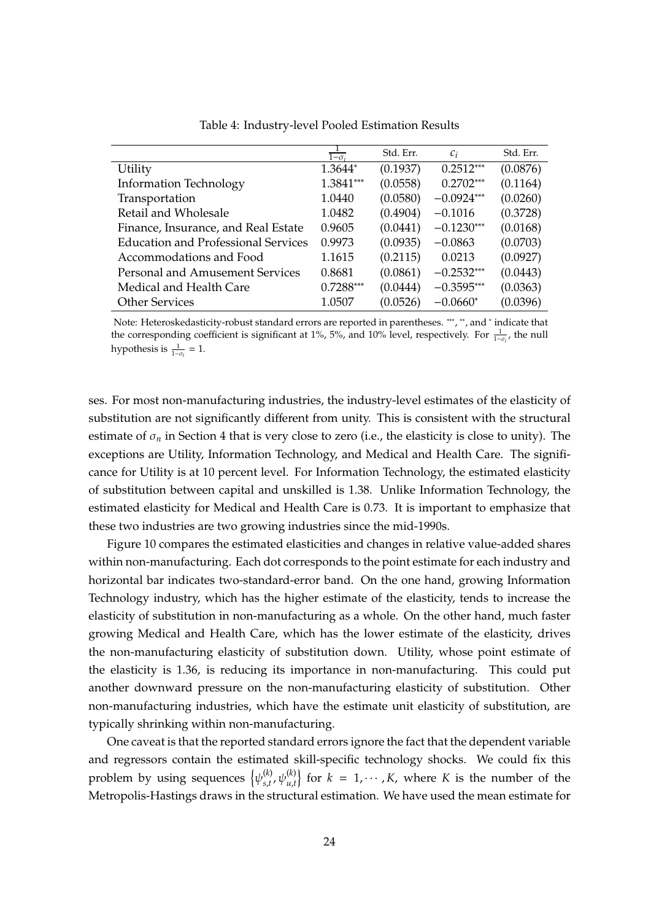Table 4: Industry-level Pooled Estimation Results

| | $\frac{1}{1-\sigma_i}$ | Std. Err. | $c_i$ | Std. Err. |
|---|---|---|---|---|
| Utility | $1.3644^{*}$ | (0.1937) | $0.2512^{***}$ | (0.0876) |
| Information Technology | $1.3841^{***}$ | (0.0558) | $0.2702^{***}$ | (0.1164) |
| Transportation | 1.0440 | (0.0580) | $-0.0924^{***}$ | (0.0260) |
| Retail and Wholesale | 1.0482 | (0.4904) | $-0.1016$ | (0.3728) |
| Finance, Insurance, and Real Estate | 0.9605 | (0.0441) | $-0.1230^{***}$ | (0.0168) |
| Education and Professional Services | 0.9973 | (0.0935) | $-0.0863$ | (0.0703) |
| Accommodations and Food | 1.1615 | (0.2115) | 0.0213 | (0.0927) |
| Personal and Amusement Services | 0.8681 | (0.0861) | $-0.2532^{***}$ | (0.0443) |
| Medical and Health Care | $0.7288^{***}$ | (0.0444) | $-0.3595^{***}$ | (0.0363) |
| Other Services | 1.0507 | (0.0526) | $-0.0660^{*}$ | (0.0396) |

Note: Heteroskedasticity-robust standard errors are reported in parentheses. $^{***}$, $^{**}$, and $^{*}$ indicate that the corresponding coefficient is significant at 1%, 5%, and 10% level, respectively. For $\frac{1}{1-\sigma_i}$, the null hypothesis is $\frac{1}{1-\sigma_i} = 1$.

ses. For most non-manufacturing industries, the industry-level estimates of the elasticity of substitution are not significantly different from unity. This is consistent with the structural estimate of $\sigma_n$ in Section 4 that is very close to zero (i.e., the elasticity is close to unity). The exceptions are Utility, Information Technology, and Medical and Health Care. The significance for Utility is at 10 percent level. For Information Technology, the estimated elasticity of substitution between capital and unskilled is 1.38. Unlike Information Technology, the estimated elasticity for Medical and Health Care is 0.73. It is important to emphasize that these two industries are two growing industries since the mid-1990s.

Figure 10 compares the estimated elasticities and changes in relative value-added shares within non-manufacturing. Each dot corresponds to the point estimate for each industry and horizontal bar indicates two-standard-error band. On the one hand, growing Information Technology industry, which has the higher estimate of the elasticity, tends to increase the elasticity of substitution in non-manufacturing as a whole. On the other hand, much faster growing Medical and Health Care, which has the lower estimate of the elasticity, drives the non-manufacturing elasticity of substitution down. Utility, whose point estimate of the elasticity is 1.36, is reducing its importance in non-manufacturing. This could put another downward pressure on the non-manufacturing elasticity of substitution. Other non-manufacturing industries, which have the estimate unit elasticity of substitution, are typically shrinking within non-manufacturing.

One caveat is that the reported standard errors ignore the fact that the dependent variable and regressors contain the estimated skill-specific technology shocks. We could fix this problem by using sequences $\left\{\psi_{s,t}^{(k)}, \psi_{u,t}^{(k)}\right\}$ for $k = 1, \cdots, K$, where $K$ is the number of the Metropolis-Hastings draws in the structural estimation. We have used the mean estimate for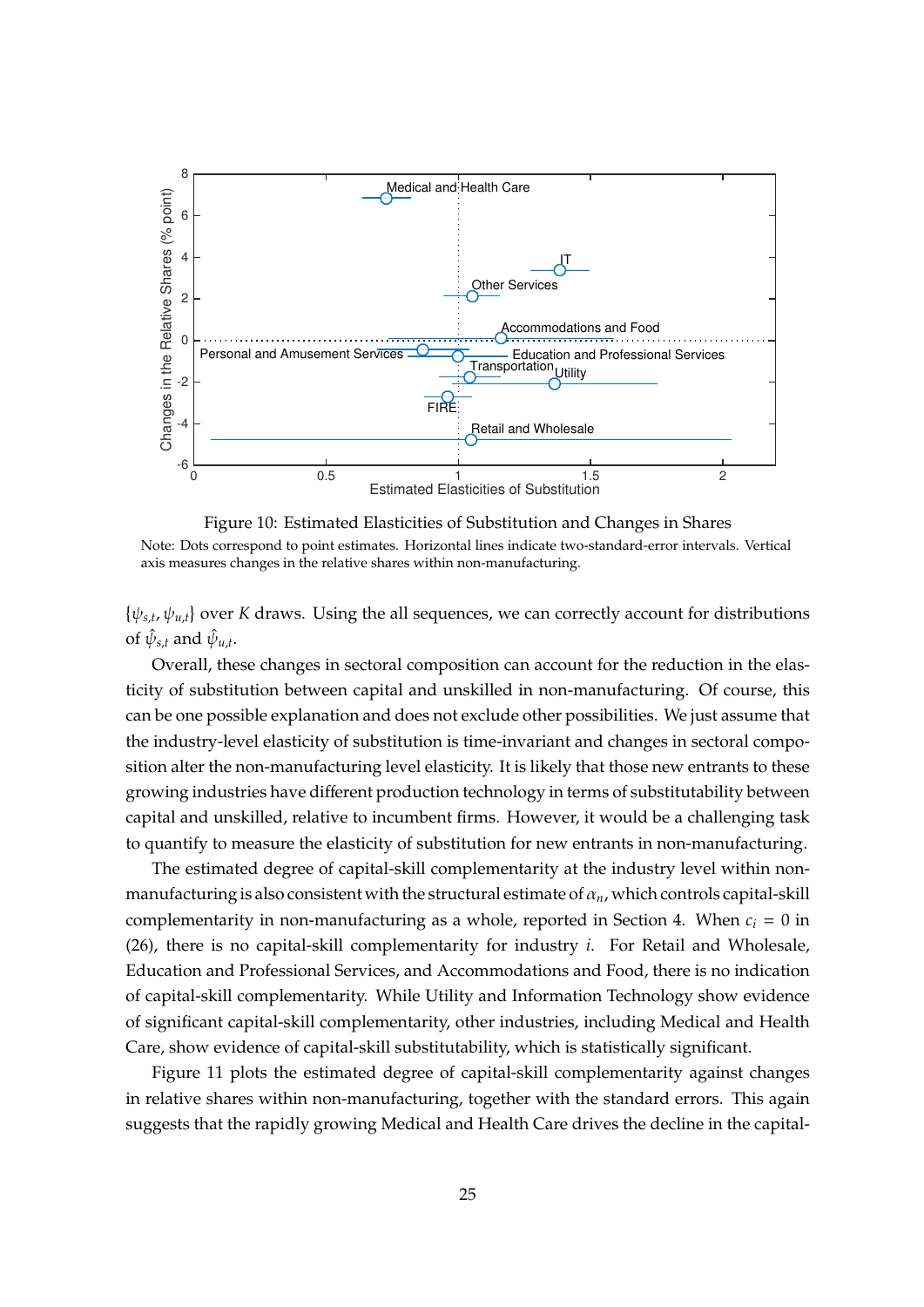Figure 10: Estimated Elasticities of Substitution and Changes in Shares

Note: Dots correspond to point estimates. Horizontal lines indicate two-standard-error intervals. Vertical axis measures changes in the relative shares within non-manufacturing.

$\{\psi_{s,t}, \psi_{u,t}\}$ over $K$ draws. Using the all sequences, we can correctly account for distributions of $\hat{\psi}_{s,t}$ and $\hat{\psi}_{u,t}$.

Overall, these changes in sectoral composition can account for the reduction in the elasticity of substitution between capital and unskilled in non-manufacturing. Of course, this can be one possible explanation and does not exclude other possibilities. We just assume that the industry-level elasticity of substitution is time-invariant and changes in sectoral composition alter the non-manufacturing level elasticity. It is likely that those new entrants to these growing industries have different production technology in terms of substitutability between capital and unskilled, relative to incumbent firms. However, it would be a challenging task to quantify to measure the elasticity of substitution for new entrants in non-manufacturing.

The estimated degree of capital-skill complementarity at the industry level within non-manufacturing is also consistent with the structural estimate of $\alpha_n$, which controls capital-skill complementarity in non-manufacturing as a whole, reported in Section 4. When $c_i = 0$ in (26), there is no capital-skill complementarity for industry $i$. For Retail and Wholesale, Education and Professional Services, and Accommodations and Food, there is no indication of capital-skill complementarity. While Utility and Information Technology show evidence of significant capital-skill complementarity, other industries, including Medical and Health Care, show evidence of capital-skill substitutability, which is statistically significant.

Figure 11 plots the estimated degree of capital-skill complementarity against changes in relative shares within non-manufacturing, together with the standard errors. This again suggests that the rapidly growing Medical and Health Care drives the decline in the capital-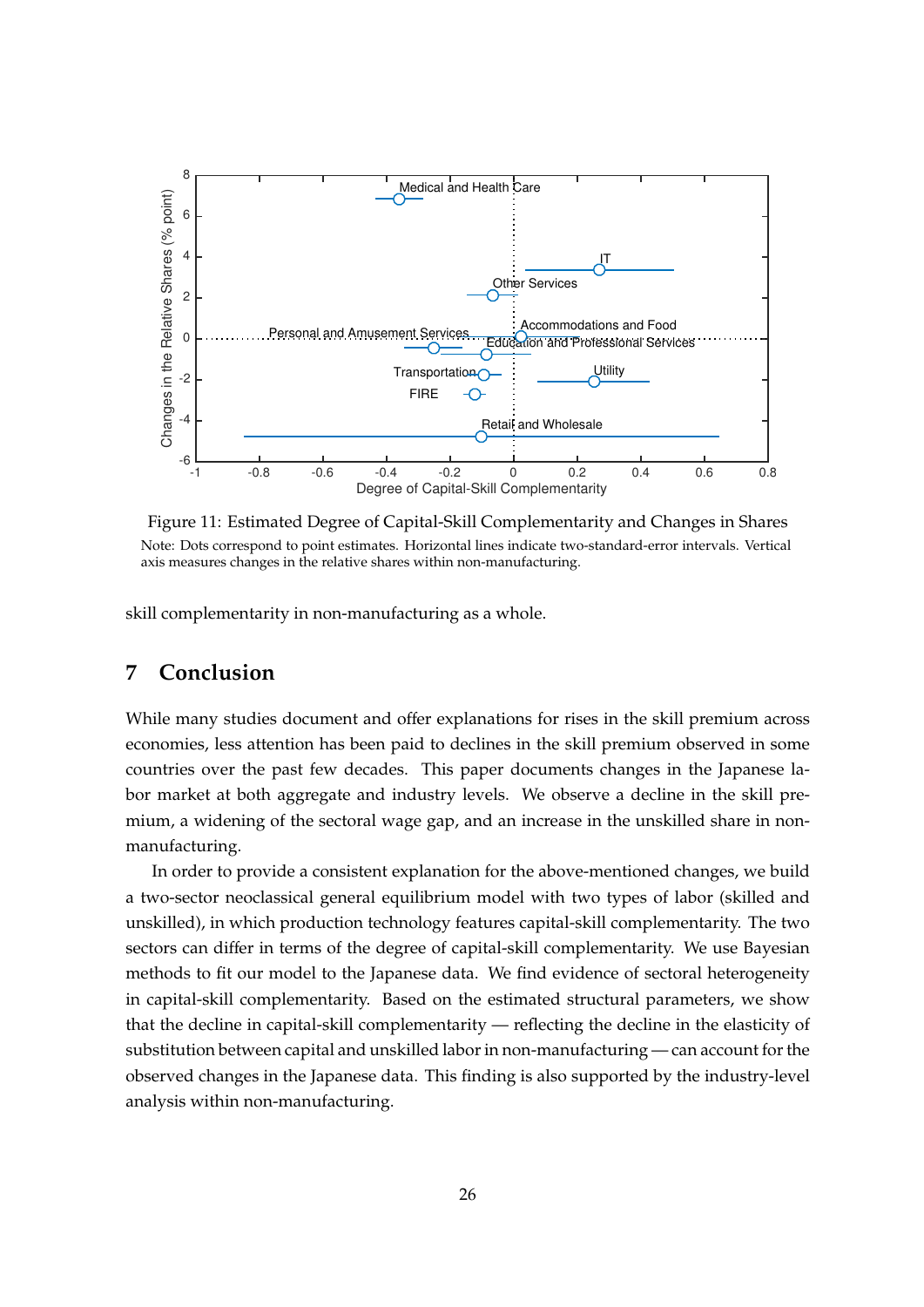Figure 11: Estimated Degree of Capital-Skill Complementarity and Changes in Shares

Note: Dots correspond to point estimates. Horizontal lines indicate two-standard-error intervals. Vertical axis measures changes in the relative shares within non-manufacturing.

skill complementarity in non-manufacturing as a whole.

# 7 Conclusion

While many studies document and offer explanations for rises in the skill premium across economies, less attention has been paid to declines in the skill premium observed in some countries over the past few decades. This paper documents changes in the Japanese labor market at both aggregate and industry levels. We observe a decline in the skill premium, a widening of the sectoral wage gap, and an increase in the unskilled share in non-manufacturing.

In order to provide a consistent explanation for the above-mentioned changes, we build a two-sector neoclassical general equilibrium model with two types of labor (skilled and unskilled), in which production technology features capital-skill complementarity. The two sectors can differ in terms of the degree of capital-skill complementarity. We use Bayesian methods to fit our model to the Japanese data. We find evidence of sectoral heterogeneity in capital-skill complementarity. Based on the estimated structural parameters, we show that the decline in capital-skill complementarity — reflecting the decline in the elasticity of substitution between capital and unskilled labor in non-manufacturing — can account for the observed changes in the Japanese data. This finding is also supported by the industry-level analysis within non-manufacturing.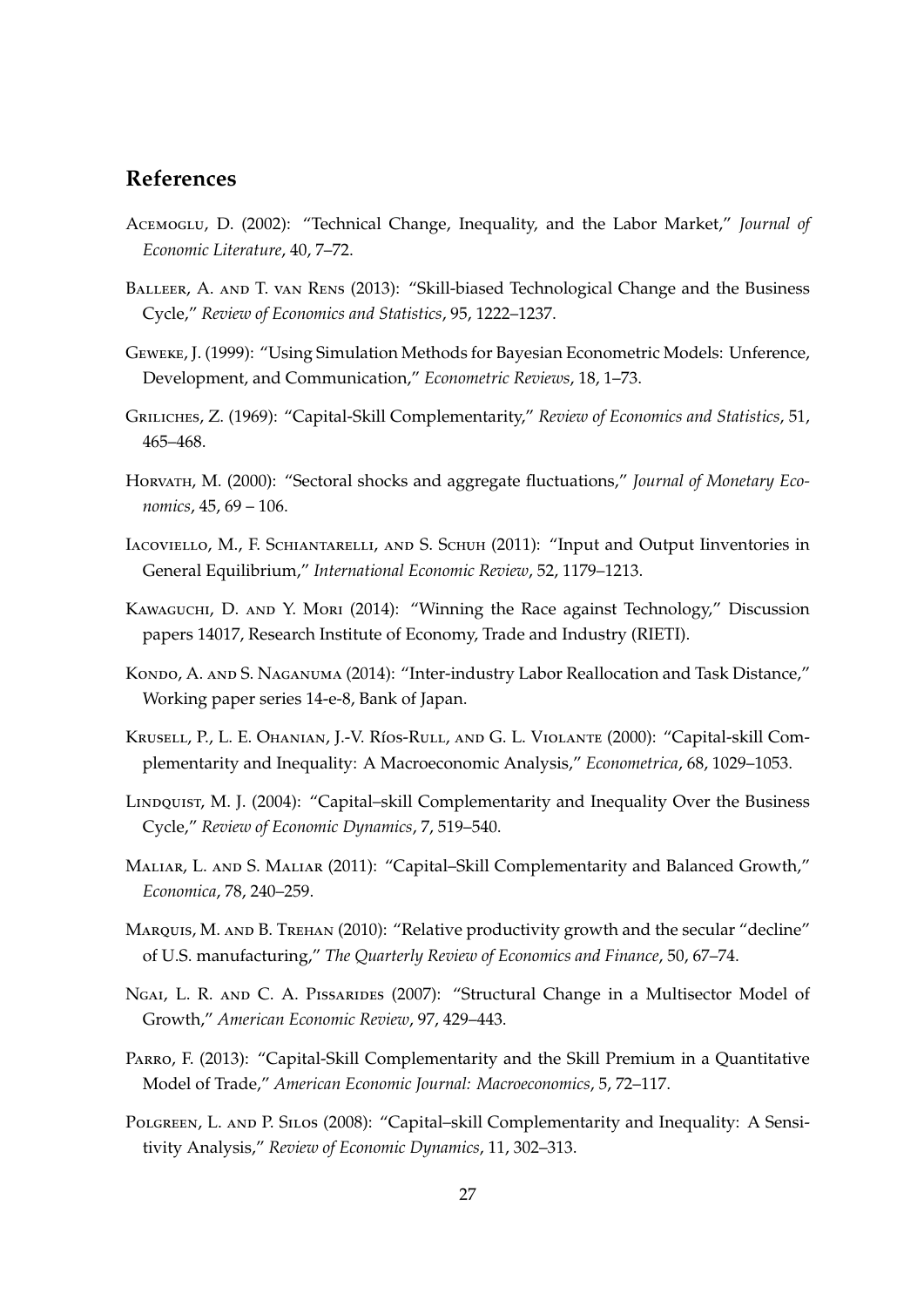## References

Acemoglu, D. (2002): "Technical Change, Inequality, and the Labor Market," *Journal of Economic Literature*, 40, 7–72.

Balleer, A. and T. van Rens (2013): "Skill-biased Technological Change and the Business Cycle," *Review of Economics and Statistics*, 95, 1222–1237.

Geweke, J. (1999): "Using Simulation Methods for Bayesian Econometric Models: Unference, Development, and Communication," *Econometric Reviews*, 18, 1–73.

Griliches, Z. (1969): "Capital-Skill Complementarity," *Review of Economics and Statistics*, 51, 465–468.

Horvath, M. (2000): "Sectoral shocks and aggregate fluctuations," *Journal of Monetary Economics*, 45, 69 – 106.

Iacoviello, M., F. Schiantarelli, and S. Schuh (2011): "Input and Output Iinventories in General Equilibrium," *International Economic Review*, 52, 1179–1213.

Kawaguchi, D. and Y. Mori (2014): "Winning the Race against Technology," Discussion papers 14017, Research Institute of Economy, Trade and Industry (RIETI).

Kondo, A. and S. Naganuma (2014): "Inter-industry Labor Reallocation and Task Distance," Working paper series 14-e-8, Bank of Japan.

Krusell, P., L. E. Ohanian, J.-V. Ríos-Rull, and G. L. Violante (2000): "Capital-skill Complementarity and Inequality: A Macroeconomic Analysis," *Econometrica*, 68, 1029–1053.

Lindquist, M. J. (2004): "Capital–skill Complementarity and Inequality Over the Business Cycle," *Review of Economic Dynamics*, 7, 519–540.

Maliar, L. and S. Maliar (2011): "Capital–Skill Complementarity and Balanced Growth," *Economica*, 78, 240–259.

Marquis, M. and B. Trehan (2010): "Relative productivity growth and the secular "decline" of U.S. manufacturing," *The Quarterly Review of Economics and Finance*, 50, 67–74.

Ngai, L. R. and C. A. Pissarides (2007): "Structural Change in a Multisector Model of Growth," *American Economic Review*, 97, 429–443.

Parro, F. (2013): "Capital-Skill Complementarity and the Skill Premium in a Quantitative Model of Trade," *American Economic Journal: Macroeconomics*, 5, 72–117.

Polgreen, L. and P. Silos (2008): "Capital–skill Complementarity and Inequality: A Sensitivity Analysis," *Review of Economic Dynamics*, 11, 302–313.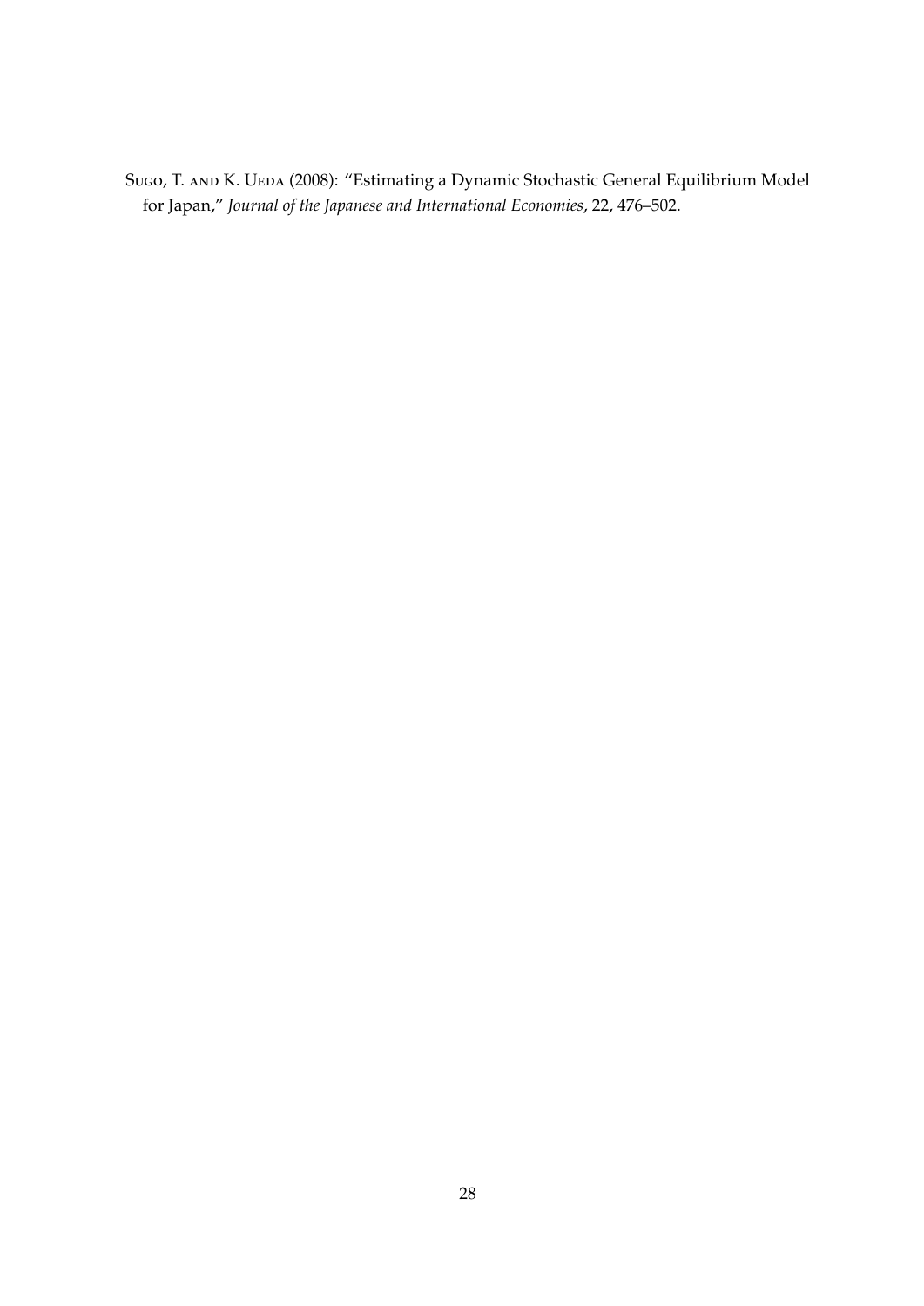Sugo, T. and K. Ueda (2008): "Estimating a Dynamic Stochastic General Equilibrium Model for Japan," *Journal of the Japanese and International Economies*, 22, 476–502.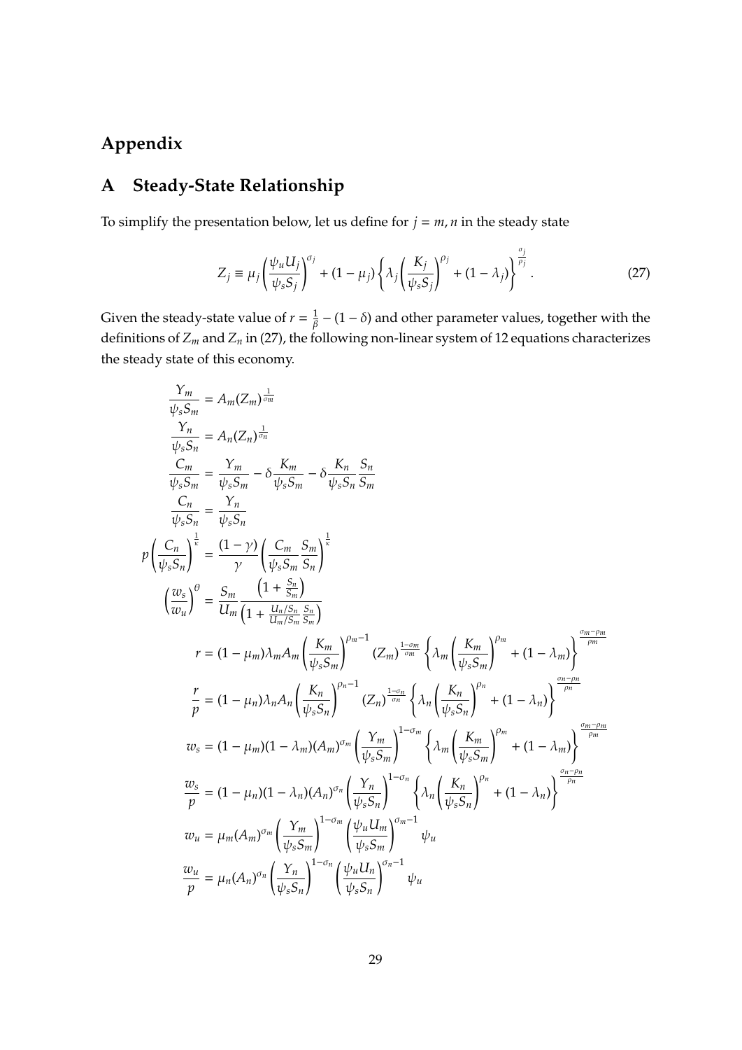# Appendix

## A Steady-State Relationship

To simplify the presentation below, let us define for $j = m, n$ in the steady state

$$
Z_j \equiv \mu_j \left( \frac{\psi_u U_j}{\psi_s S_j} \right)^{\sigma_j} + (1 - \mu_j) \left\{ \lambda_j \left( \frac{K_j}{\psi_s S_j} \right)^{\rho_j} + (1 - \lambda_j) \right\}^{\frac{\sigma_j}{\rho_j}}. \tag{27}
$$

Given the steady-state value of $r = \frac{1}{\beta} - (1 - \delta)$ and other parameter values, together with the definitions of $Z_m$ and $Z_n$ in (27), the following non-linear system of 12 equations characterizes the steady state of this economy.

$$
\begin{aligned}
\frac{Y_m}{\psi_s S_m} &= A_m (Z_m)^{\frac{1}{\sigma_m}} \\
\frac{Y_n}{\psi_s S_n} &= A_n (Z_n)^{\frac{1}{\sigma_n}} \\
\frac{C_m}{\psi_s S_m} &= \frac{Y_m}{\psi_s S_m} - \delta \frac{K_m}{\psi_s S_m} - \delta \frac{K_n}{\psi_s S_n} \frac{S_n}{S_m} \\
\frac{C_n}{\psi_s S_n} &= \frac{Y_n}{\psi_s S_n} \\
p \left( \frac{C_n}{\psi_s S_n} \right)^{\frac{1}{\kappa}} &= \frac{(1 - \gamma)}{\gamma} \left( \frac{C_m}{\psi_s S_m} \frac{S_m}{S_n} \right)^{\frac{1}{\kappa}} \\
\left( \frac{w_s}{w_u} \right)^{\theta} &= \frac{S_m}{U_m} \frac{\left(1 + \frac{S_n}{S_m}\right)}{\left(1 + \frac{U_n / S_n}{U_m / S_m} \frac{S_n}{S_m}\right)} \\
r &= (1 - \mu_m) \lambda_m A_m \left( \frac{K_m}{\psi_s S_m} \right)^{\rho_m - 1} (Z_m)^{\frac{1 - \sigma_m}{\sigma_m}} \left\{ \lambda_m \left( \frac{K_m}{\psi_s S_m} \right)^{\rho_m} + (1 - \lambda_m) \right\}^{\frac{\sigma_m - \rho_m}{\rho_m}} \\
\frac{r}{p} &= (1 - \mu_n) \lambda_n A_n \left( \frac{K_n}{\psi_s S_n} \right)^{\rho_n - 1} (Z_n)^{\frac{1 - \sigma_n}{\sigma_n}} \left\{ \lambda_n \left( \frac{K_n}{\psi_s S_n} \right)^{\rho_n} + (1 - \lambda_n) \right\}^{\frac{\sigma_n - \rho_n}{\rho_n}} \\
w_s &= (1 - \mu_m)(1 - \lambda_m)(A_m)^{\sigma_m} \left( \frac{Y_m}{\psi_s S_m} \right)^{1 - \sigma_m} \left\{ \lambda_m \left( \frac{K_m}{\psi_s S_m} \right)^{\rho_m} + (1 - \lambda_m) \right\}^{\frac{\sigma_m - \rho_m}{\rho_m}} \\
\frac{w_s}{p} &= (1 - \mu_n)(1 - \lambda_n)(A_n)^{\sigma_n} \left( \frac{Y_n}{\psi_s S_n} \right)^{1 - \sigma_n} \left\{ \lambda_n \left( \frac{K_n}{\psi_s S_n} \right)^{\rho_n} + (1 - \lambda_n) \right\}^{\frac{\sigma_n - \rho_n}{\rho_n}} \\
w_u &= \mu_m (A_m)^{\sigma_m} \left( \frac{Y_m}{\psi_s S_m} \right)^{1 - \sigma_m} \left( \frac{\psi_u U_m}{\psi_s S_m} \right)^{\sigma_m - 1} \psi_u \\
\frac{w_u}{p} &= \mu_n (A_n)^{\sigma_n} \left( \frac{Y_n}{\psi_s S_n} \right)^{1 - \sigma_n} \left( \frac{\psi_u U_n}{\psi_s S_n} \right)^{\sigma_n - 1} \psi_u
\end{aligned}
$$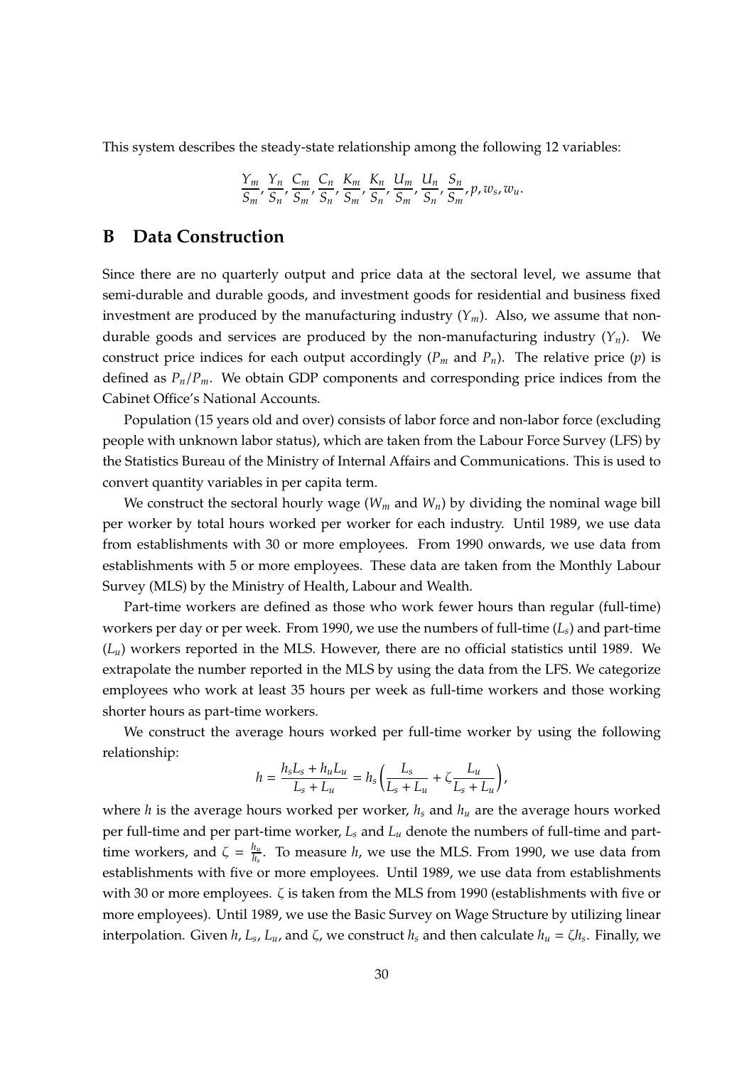This system describes the steady-state relationship among the following 12 variables:

$$\frac{Y_m}{S_m}, \frac{Y_n}{S_n}, \frac{C_m}{S_m}, \frac{C_n}{S_n}, \frac{K_m}{S_m}, \frac{K_n}{S_n}, \frac{U_m}{S_m}, \frac{U_n}{S_n}, \frac{S_n}{S_m}, p, w_s, w_u.$$

# B Data Construction

Since there are no quarterly output and price data at the sectoral level, we assume that semi-durable and durable goods, and investment goods for residential and business fixed investment are produced by the manufacturing industry ($Y_m$). Also, we assume that non-durable goods and services are produced by the non-manufacturing industry ($Y_n$). We construct price indices for each output accordingly ($P_m$ and $P_n$). The relative price ($p$) is defined as $P_n/P_m$. We obtain GDP components and corresponding price indices from the Cabinet Office's National Accounts.

Population (15 years old and over) consists of labor force and non-labor force (excluding people with unknown labor status), which are taken from the Labour Force Survey (LFS) by the Statistics Bureau of the Ministry of Internal Affairs and Communications. This is used to convert quantity variables in per capita term.

We construct the sectoral hourly wage ($W_m$ and $W_n$) by dividing the nominal wage bill per worker by total hours worked per worker for each industry. Until 1989, we use data from establishments with 30 or more employees. From 1990 onwards, we use data from establishments with 5 or more employees. These data are taken from the Monthly Labour Survey (MLS) by the Ministry of Health, Labour and Wealth.

Part-time workers are defined as those who work fewer hours than regular (full-time) workers per day or per week. From 1990, we use the numbers of full-time ($L_s$) and part-time ($L_u$) workers reported in the MLS. However, there are no official statistics until 1989. We extrapolate the number reported in the MLS by using the data from the LFS. We categorize employees who work at least 35 hours per week as full-time workers and those working shorter hours as part-time workers.

We construct the average hours worked per full-time worker by using the following relationship:

$$h = \frac{h_s L_s + h_u L_u}{L_s + L_u} = h_s \left( \frac{L_s}{L_s + L_u} + \zeta \frac{L_u}{L_s + L_u} \right),$$

where $h$ is the average hours worked per worker, $h_s$ and $h_u$ are the average hours worked per full-time and per part-time worker, $L_s$ and $L_u$ denote the numbers of full-time and part-time workers, and $\zeta = \frac{h_u}{h_s}$. To measure $h$, we use the MLS. From 1990, we use data from establishments with five or more employees. Until 1989, we use data from establishments with 30 or more employees. $\zeta$ is taken from the MLS from 1990 (establishments with five or more employees). Until 1989, we use the Basic Survey on Wage Structure by utilizing linear interpolation. Given $h$, $L_s$, $L_u$, and $\zeta$, we construct $h_s$ and then calculate $h_u = \zeta h_s$. Finally, we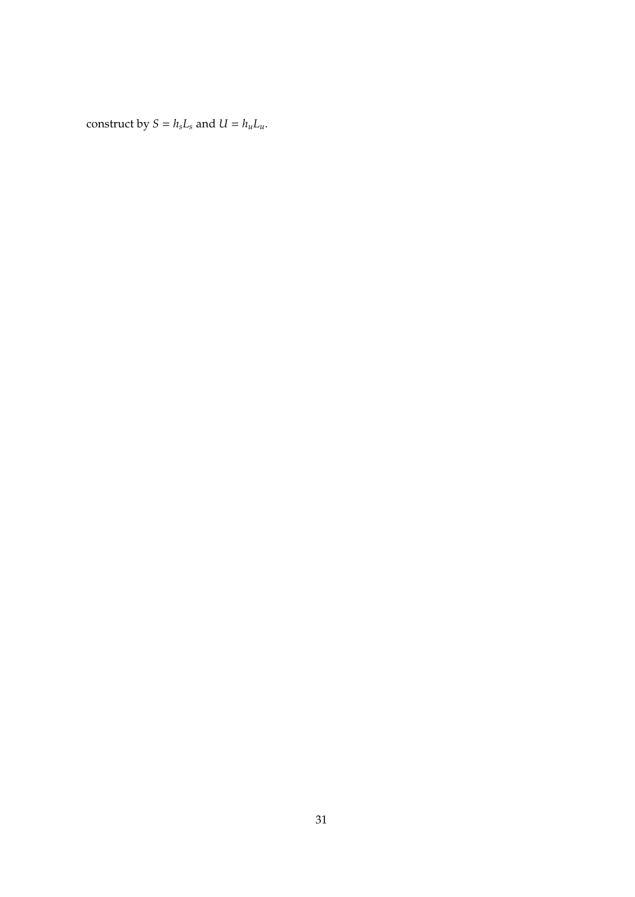construct by $S = h_s L_s$ and $U = h_u L_u$.